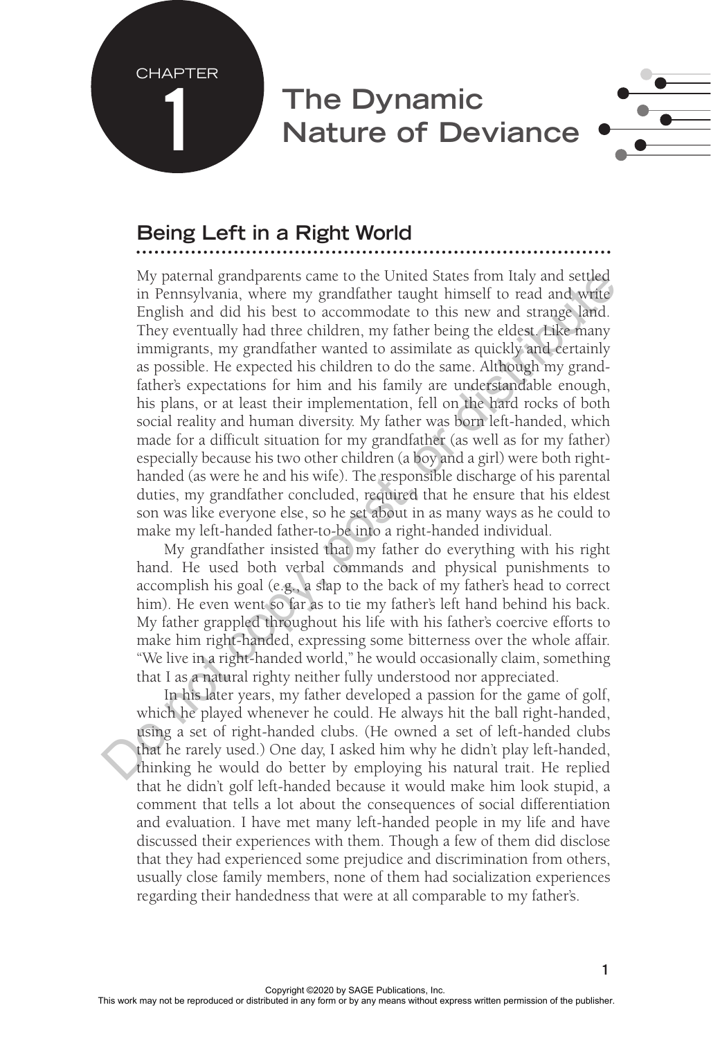# CHAPTER 1 The Dynamic Nature of Deviance

## Being Left in a Right World

My paternal grandparents came to the United States from Italy and settled in Pennsylvania, where my grandfather taught himself to read and write English and did his best to accommodate to this new and strange land. They eventually had three children, my father being the eldest. Like many immigrants, my grandfather wanted to assimilate as quickly and certainly as possible. He expected his children to do the same. Although my grandfather's expectations for him and his family are understandable enough, his plans, or at least their implementation, fell on the hard rocks of both social reality and human diversity. My father was born left-handed, which made for a difficult situation for my grandfather (as well as for my father) especially because his two other children (a boy and a girl) were both right-handed (as were he and his wife). The responsible discharge of his parental duties, my grandfather concluded, required that he ensure that his eldest son was like everyone else, so he set about in as many ways as he could to make my left-handed father-to-be into a right-handed individual.

My grandfather insisted that my father do everything with his right hand. He used both verbal commands and physical punishments to accomplish his goal (e.g., a slap to the back of my father's head to correct him). He even went so far as to tie my father's left hand behind his back. My father grappled throughout his life with his father's coercive efforts to make him right-handed, expressing some bitterness over the whole affair. "We live in a right-handed world," he would occasionally claim, something that I as a natural righty neither fully understood nor appreciated.

In his later years, my father developed a passion for the game of golf, which he played whenever he could. He always hit the ball right-handed, using a set of right-handed clubs. (He owned a set of left-handed clubs that he rarely used.) One day, I asked him why he didn't play left-handed, thinking he would do better by employing his natural trait. He replied that he didn't golf left-handed because it would make him look stupid, a comment that tells a lot about the consequences of social differentiation and evaluation. I have met many left-handed people in my life and have discussed their experiences with them. Though a few of them did disclose that they had experienced some prejudice and discrimination from others, usually close family members, none of them had socialization experiences regarding their handedness that were at all comparable to my father's.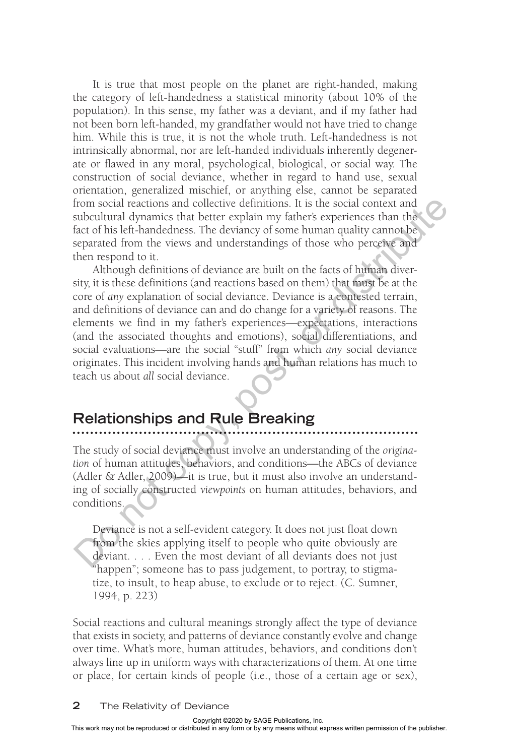It is true that most people on the planet are right-handed, making the category of left-handedness a statistical minority (about 10% of the population). In this sense, my father was a deviant, and if my father had not been born left-handed, my grandfather would not have tried to change him. While this is true, it is not the whole truth. Left-handedness is not intrinsically abnormal, nor are left-handed individuals inherently degenerate or flawed in any moral, psychological, biological, or social way. The construction of social deviance, whether in regard to hand use, sexual orientation, generalized mischief, or anything else, cannot be separated from social reactions and collective definitions. It is the social context and subcultural dynamics that better explain my father's experiences than the fact of his left-handedness. The deviancy of some human quality cannot be separated from the views and understandings of those who perceive and then respond to it.

Although definitions of deviance are built on the facts of human diversity, it is these definitions (and reactions based on them) that must be at the core of *any* explanation of social deviance. Deviance is a contested terrain, and definitions of deviance can and do change for a variety of reasons. The elements we find in my father's experiences—expectations, interactions (and the associated thoughts and emotions), social differentiations, and social evaluations—are the social "stuff" from which *any* social deviance originates. This incident involving hands and human relations has much to teach us about *all* social deviance.

## Relationships and Rule Breaking

The study of social deviance must involve an understanding of the *origination* of human attitudes, behaviors, and conditions—the ABCs of deviance (Adler & Adler, 2009)—it is true, but it must also involve an understanding of socially constructed *viewpoints* on human attitudes, behaviors, and conditions.

> Deviance is not a self-evident category. It does not just float down from the skies applying itself to people who quite obviously are deviant. . . . Even the most deviant of all deviants does not just "happen"; someone has to pass judgement, to portray, to stigmatize, to insult, to heap abuse, to exclude or to reject. (C. Sumner, 1994, p. 223)

Social reactions and cultural meanings strongly affect the type of deviance that exists in society, and patterns of deviance constantly evolve and change over time. What's more, human attitudes, behaviors, and conditions don't always line up in uniform ways with characterizations of them. At one time or place, for certain kinds of people (i.e., those of a certain age or sex),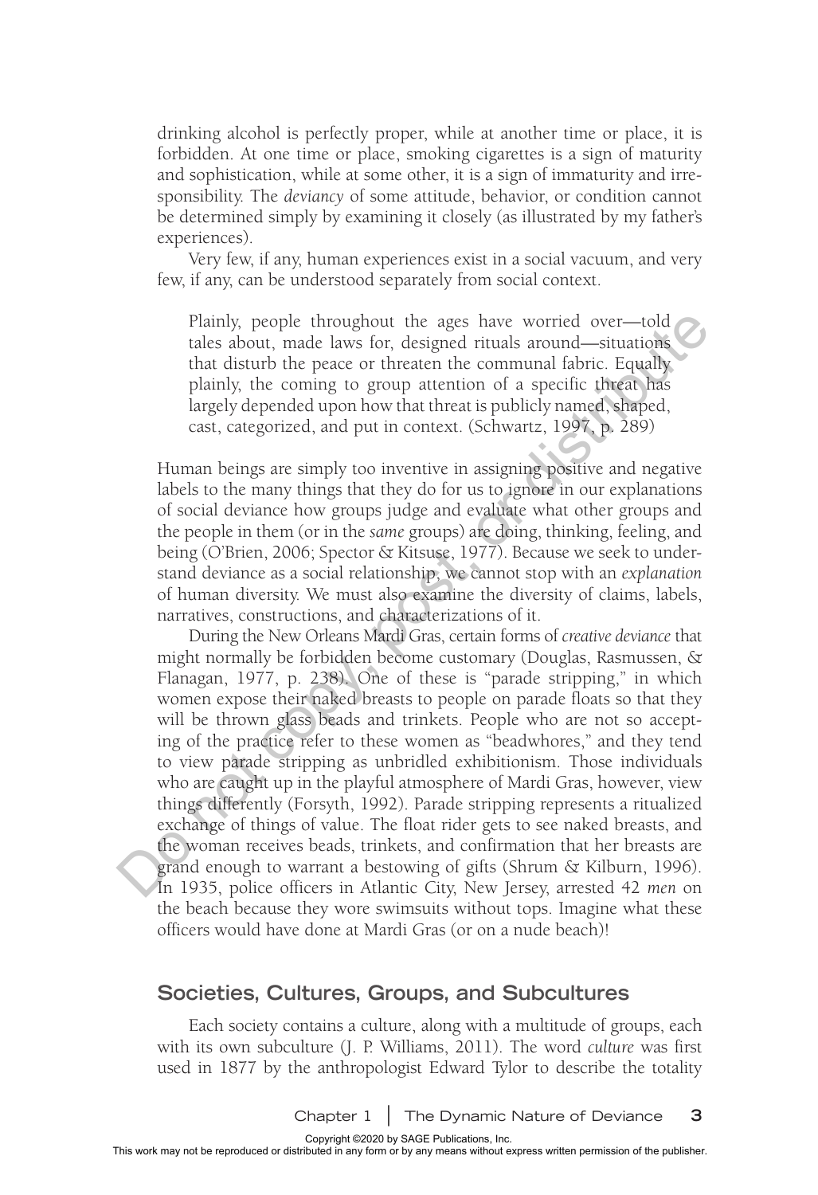drinking alcohol is perfectly proper, while at another time or place, it is forbidden. At one time or place, smoking cigarettes is a sign of maturity and sophistication, while at some other, it is a sign of immaturity and irresponsibility. The *deviancy* of some attitude, behavior, or condition cannot be determined simply by examining it closely (as illustrated by my father's experiences).

Very few, if any, human experiences exist in a social vacuum, and very few, if any, can be understood separately from social context.

> Plainly, people throughout the ages have worried over—told tales about, made laws for, designed rituals around—situations that disturb the peace or threaten the communal fabric. Equally plainly, the coming to group attention of a specific threat has largely depended upon how that threat is publicly named, shaped, cast, categorized, and put in context. (Schwartz, 1997, p. 289)

Human beings are simply too inventive in assigning positive and negative labels to the many things that they do for us to ignore in our explanations of social deviance how groups judge and evaluate what other groups and the people in them (or in the *same* groups) are doing, thinking, feeling, and being (O'Brien, 2006; Spector & Kitsuse, 1977). Because we seek to understand deviance as a social relationship, we cannot stop with an *explanation* of human diversity. We must also examine the diversity of claims, labels, narratives, constructions, and characterizations of it.

During the New Orleans Mardi Gras, certain forms of *creative deviance* that might normally be forbidden become customary (Douglas, Rasmussen, & Flanagan, 1977, p. 238). One of these is "parade stripping," in which women expose their naked breasts to people on parade floats so that they will be thrown glass beads and trinkets. People who are not so accepting of the practice refer to these women as "beadwhores," and they tend to view parade stripping as unbridled exhibitionism. Those individuals who are caught up in the playful atmosphere of Mardi Gras, however, view things differently (Forsyth, 1992). Parade stripping represents a ritualized exchange of things of value. The float rider gets to see naked breasts, and the woman receives beads, trinkets, and confirmation that her breasts are grand enough to warrant a bestowing of gifts (Shrum & Kilburn, 1996). In 1935, police officers in Atlantic City, New Jersey, arrested 42 *men* on the beach because they wore swimsuits without tops. Imagine what these officers would have done at Mardi Gras (or on a nude beach)!

## Societies, Cultures, Groups, and Subcultures

Each society contains a culture, along with a multitude of groups, each with its own subculture (J. P. Williams, 2011). The word *culture* was first used in 1877 by the anthropologist Edward Tylor to describe the totality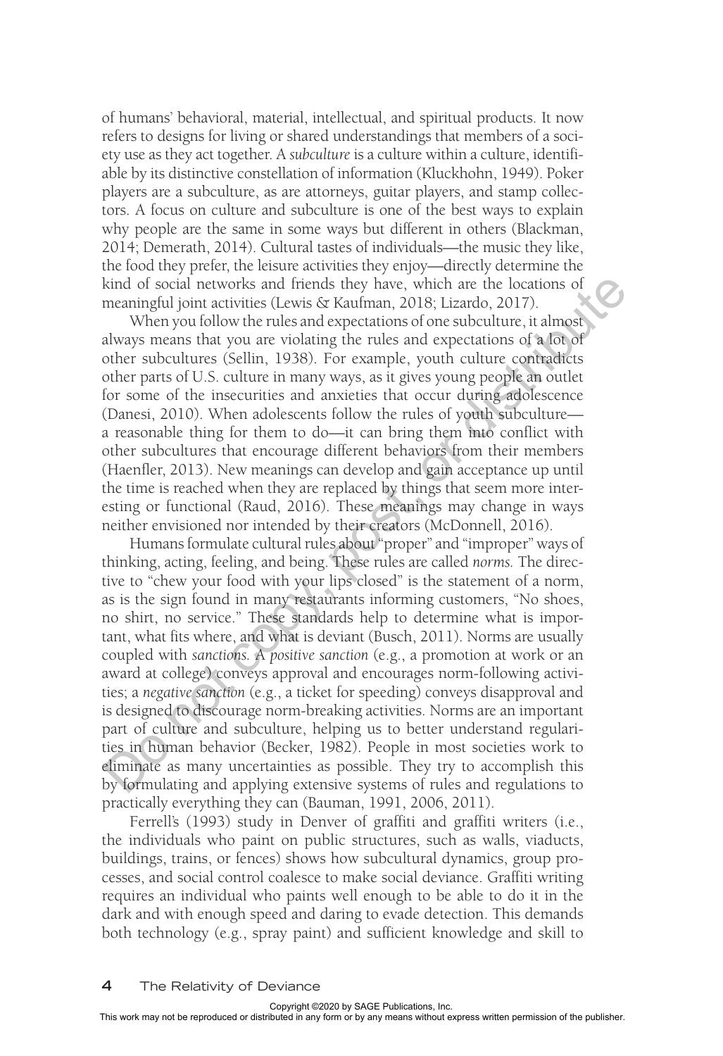of humans' behavioral, material, intellectual, and spiritual products. It now refers to designs for living or shared understandings that members of a society use as they act together. A *subculture* is a culture within a culture, identifiable by its distinctive constellation of information (Kluckhohn, 1949). Poker players are a subculture, as are attorneys, guitar players, and stamp collectors. A focus on culture and subculture is one of the best ways to explain why people are the same in some ways but different in others (Blackman, 2014; Demerath, 2014). Cultural tastes of individuals—the music they like, the food they prefer, the leisure activities they enjoy—directly determine the kind of social networks and friends they have, which are the locations of meaningful joint activities (Lewis & Kaufman, 2018; Lizardo, 2017).

When you follow the rules and expectations of one subculture, it almost always means that you are violating the rules and expectations of a lot of other subcultures (Sellin, 1938). For example, youth culture contradicts other parts of U.S. culture in many ways, as it gives young people an outlet for some of the insecurities and anxieties that occur during adolescence (Danesi, 2010). When adolescents follow the rules of youth subculture—a reasonable thing for them to do—it can bring them into conflict with other subcultures that encourage different behaviors from their members (Haenfler, 2013). New meanings can develop and gain acceptance up until the time is reached when they are replaced by things that seem more interesting or functional (Raud, 2016). These meanings may change in ways neither envisioned nor intended by their creators (McDonnell, 2016).

Humans formulate cultural rules about "proper" and "improper" ways of thinking, acting, feeling, and being. These rules are called *norms*. The directive to "chew your food with your lips closed" is the statement of a norm, as is the sign found in many restaurants informing customers, "No shoes, no shirt, no service." These standards help to determine what is important, what fits where, and what is deviant (Busch, 2011). Norms are usually coupled with *sanctions*. A *positive sanction* (e.g., a promotion at work or an award at college) conveys approval and encourages norm-following activities; a *negative sanction* (e.g., a ticket for speeding) conveys disapproval and is designed to discourage norm-breaking activities. Norms are an important part of culture and subculture, helping us to better understand regularities in human behavior (Becker, 1982). People in most societies work to eliminate as many uncertainties as possible. They try to accomplish this by formulating and applying extensive systems of rules and regulations to practically everything they can (Bauman, 1991, 2006, 2011).

Ferrell's (1993) study in Denver of graffiti and graffiti writers (i.e., the individuals who paint on public structures, such as walls, viaducts, buildings, trains, or fences) shows how subcultural dynamics, group processes, and social control coalesce to make social deviance. Graffiti writing requires an individual who paints well enough to be able to do it in the dark and with enough speed and daring to evade detection. This demands both technology (e.g., spray paint) and sufficient knowledge and skill to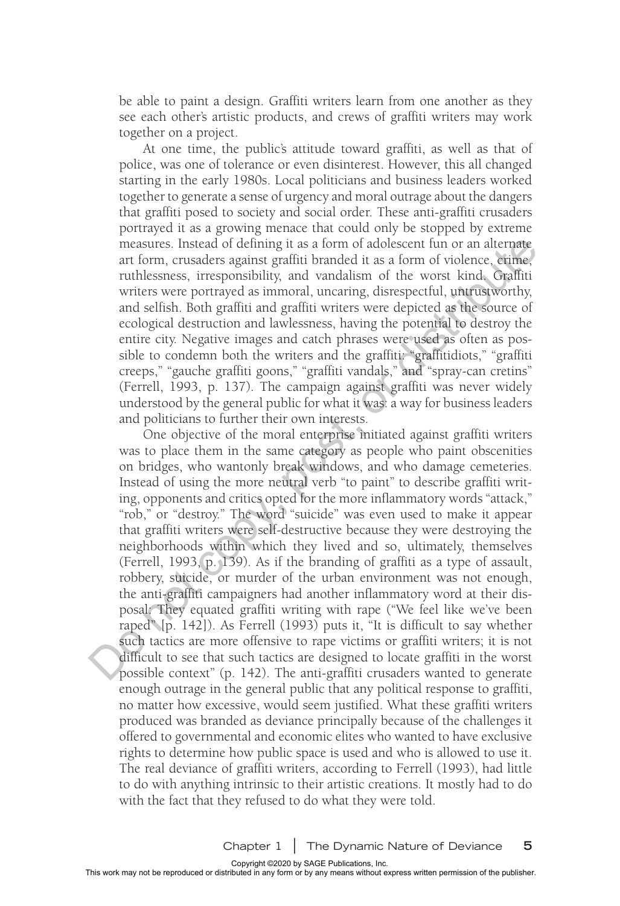be able to paint a design. Graffiti writers learn from one another as they see each other's artistic products, and crews of graffiti writers may work together on a project.

At one time, the public's attitude toward graffiti, as well as that of police, was one of tolerance or even disinterest. However, this all changed starting in the early 1980s. Local politicians and business leaders worked together to generate a sense of urgency and moral outrage about the dangers that graffiti posed to society and social order. These anti-graffiti crusaders portrayed it as a growing menace that could only be stopped by extreme measures. Instead of defining it as a form of adolescent fun or an alternate art form, crusaders against graffiti branded it as a form of violence, crime, ruthlessness, irresponsibility, and vandalism of the worst kind. Graffiti writers were portrayed as immoral, uncaring, disrespectful, untrustworthy, and selfish. Both graffiti and graffiti writers were depicted as the source of ecological destruction and lawlessness, having the potential to destroy the entire city. Negative images and catch phrases were used as often as possible to condemn both the writers and the graffiti: "graffitidiots," "graffiti creeps," "gauche graffiti goons," "graffiti vandals," and "spray-can cretins" (Ferrell, 1993, p. 137). The campaign against graffiti was never widely understood by the general public for what it was: a way for business leaders and politicians to further their own interests.

One objective of the moral enterprise initiated against graffiti writers was to place them in the same category as people who paint obscenities on bridges, who wantonly break windows, and who damage cemeteries. Instead of using the more neutral verb "to paint" to describe graffiti writing, opponents and critics opted for the more inflammatory words "attack," "rob," or "destroy." The word "suicide" was even used to make it appear that graffiti writers were self-destructive because they were destroying the neighborhoods within which they lived and so, ultimately, themselves (Ferrell, 1993, p. 139). As if the branding of graffiti as a type of assault, robbery, suicide, or murder of the urban environment was not enough, the anti-graffiti campaigners had another inflammatory word at their disposal: They equated graffiti writing with rape ("We feel like we've been raped" [p. 142]). As Ferrell (1993) puts it, "It is difficult to say whether such tactics are more offensive to rape victims or graffiti writers; it is not difficult to see that such tactics are designed to locate graffiti in the worst possible context" (p. 142). The anti-graffiti crusaders wanted to generate enough outrage in the general public that any political response to graffiti, no matter how excessive, would seem justified. What these graffiti writers produced was branded as deviance principally because of the challenges it offered to governmental and economic elites who wanted to have exclusive rights to determine how public space is used and who is allowed to use it. The real deviance of graffiti writers, according to Ferrell (1993), had little to do with anything intrinsic to their artistic creations. It mostly had to do with the fact that they refused to do what they were told.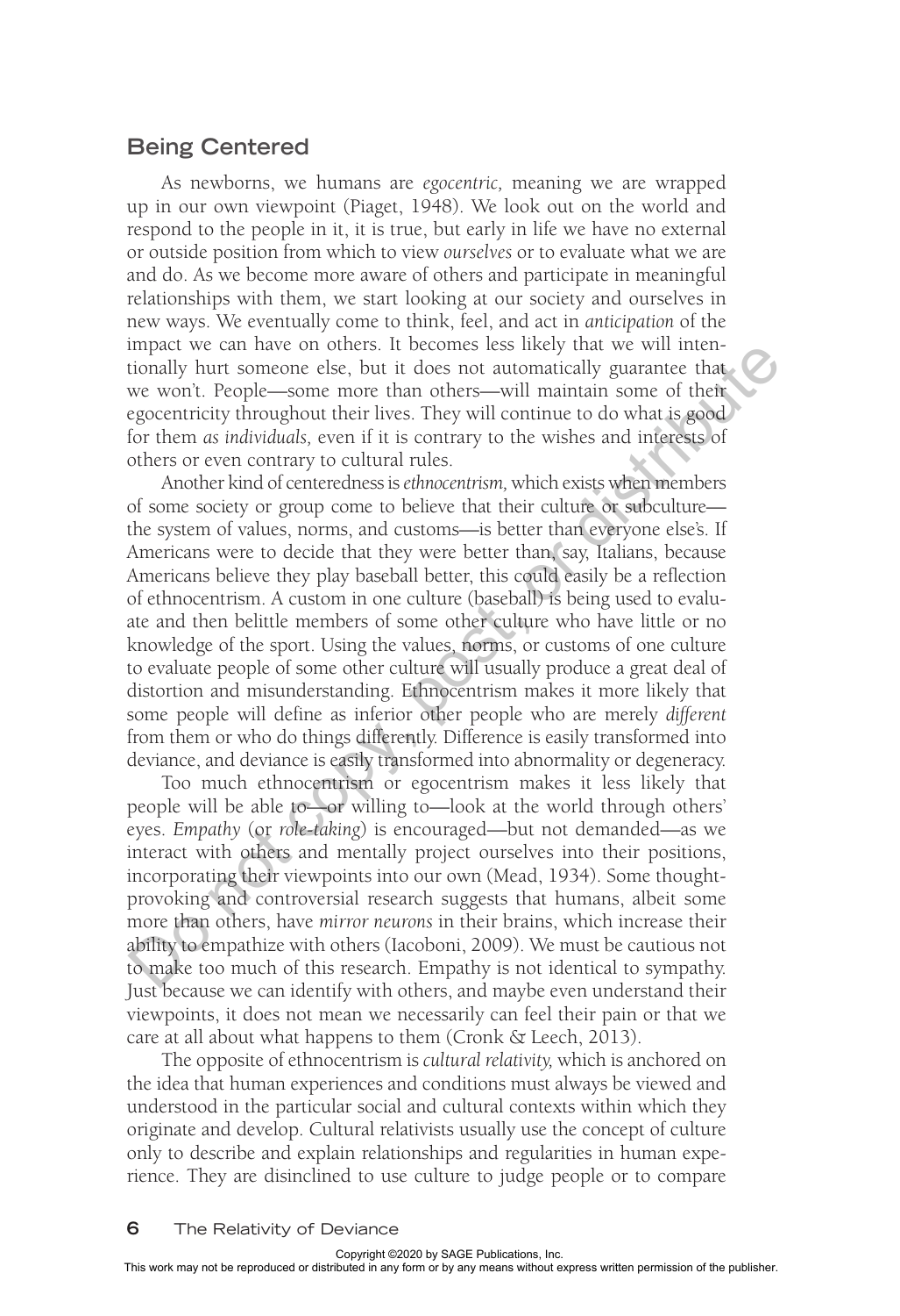## Being Centered

As newborns, we humans are *egocentric,* meaning we are wrapped up in our own viewpoint (Piaget, 1948). We look out on the world and respond to the people in it, it is true, but early in life we have no external or outside position from which to view *ourselves* or to evaluate what we are and do. As we become more aware of others and participate in meaningful relationships with them, we start looking at our society and ourselves in new ways. We eventually come to think, feel, and act in *anticipation* of the impact we can have on others. It becomes less likely that we will intentionally hurt someone else, but it does not automatically guarantee that we won't. People—some more than others—will maintain some of their egocentricity throughout their lives. They will continue to do what is good for them *as individuals,* even if it is contrary to the wishes and interests of others or even contrary to cultural rules.

Another kind of centeredness is *ethnocentrism,* which exists when members of some society or group come to believe that their culture or subculture—the system of values, norms, and customs—is better than everyone else's. If Americans were to decide that they were better than, say, Italians, because Americans believe they play baseball better, this could easily be a reflection of ethnocentrism. A custom in one culture (baseball) is being used to evaluate and then belittle members of some other culture who have little or no knowledge of the sport. Using the values, norms, or customs of one culture to evaluate people of some other culture will usually produce a great deal of distortion and misunderstanding. Ethnocentrism makes it more likely that some people will define as inferior other people who are merely *different* from them or who do things differently. Difference is easily transformed into deviance, and deviance is easily transformed into abnormality or degeneracy.

Too much ethnocentrism or egocentrism makes it less likely that people will be able to—or willing to—look at the world through others' eyes. *Empathy* (or *role-taking*) is encouraged—but not demanded—as we interact with others and mentally project ourselves into their positions, incorporating their viewpoints into our own (Mead, 1934). Some thought-provoking and controversial research suggests that humans, albeit some more than others, have *mirror neurons* in their brains, which increase their ability to empathize with others (Iacoboni, 2009). We must be cautious not to make too much of this research. Empathy is not identical to sympathy. Just because we can identify with others, and maybe even understand their viewpoints, it does not mean we necessarily can feel their pain or that we care at all about what happens to them (Cronk & Leech, 2013).

The opposite of ethnocentrism is *cultural relativity,* which is anchored on the idea that human experiences and conditions must always be viewed and understood in the particular social and cultural contexts within which they originate and develop. Cultural relativists usually use the concept of culture only to describe and explain relationships and regularities in human experience. They are disinclined to use culture to judge people or to compare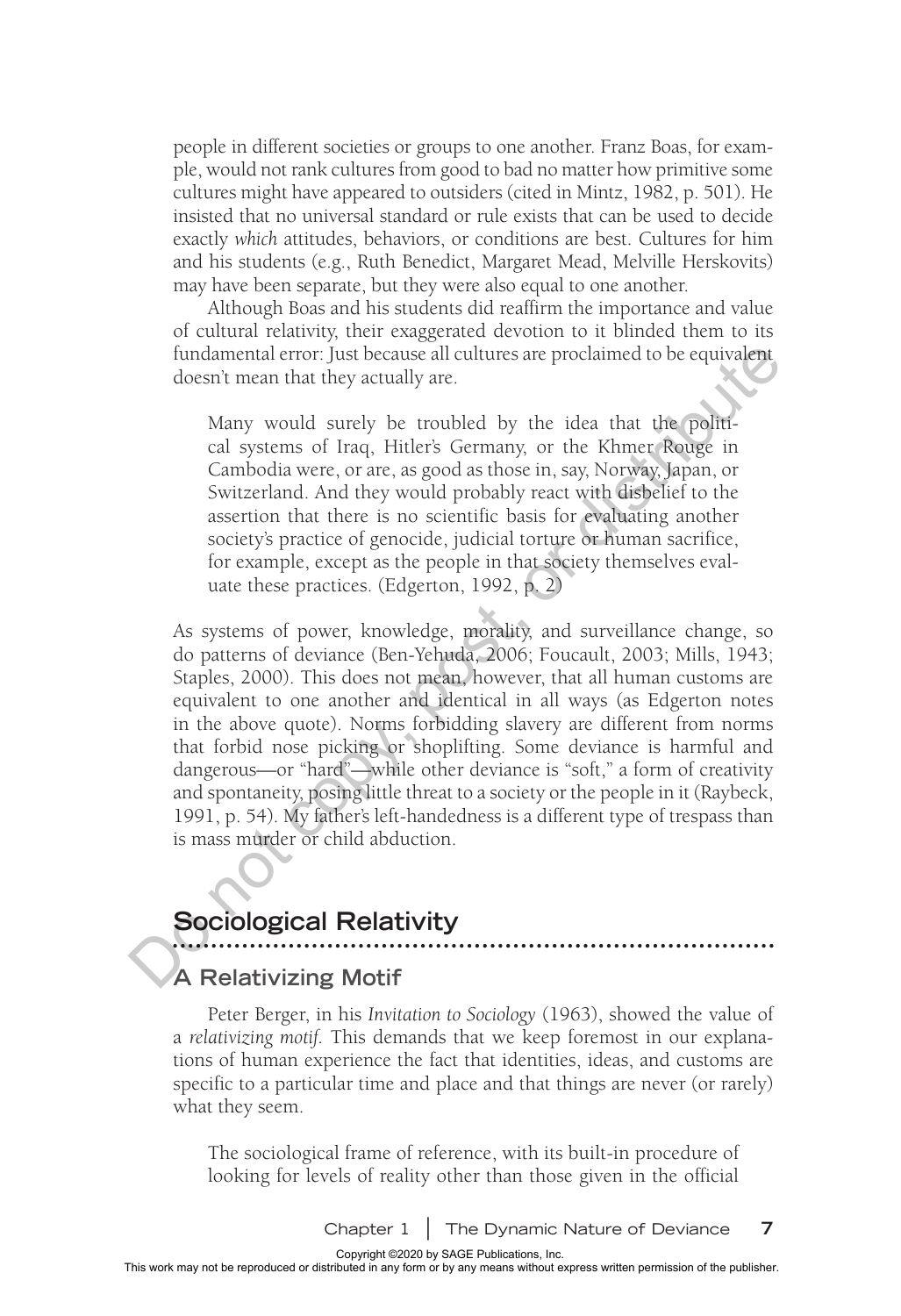people in different societies or groups to one another. Franz Boas, for example, would not rank cultures from good to bad no matter how primitive some cultures might have appeared to outsiders (cited in Mintz, 1982, p. 501). He insisted that no universal standard or rule exists that can be used to decide exactly *which* attitudes, behaviors, or conditions are best. Cultures for him and his students (e.g., Ruth Benedict, Margaret Mead, Melville Herskovits) may have been separate, but they were also equal to one another.

Although Boas and his students did reaffirm the importance and value of cultural relativity, their exaggerated devotion to it blinded them to its fundamental error: Just because all cultures are proclaimed to be equivalent doesn't mean that they actually are.

> Many would surely be troubled by the idea that the political systems of Iraq, Hitler's Germany, or the Khmer Rouge in Cambodia were, or are, as good as those in, say, Norway, Japan, or Switzerland. And they would probably react with disbelief to the assertion that there is no scientific basis for evaluating another society's practice of genocide, judicial torture or human sacrifice, for example, except as the people in that society themselves evaluate these practices. (Edgerton, 1992, p. 2)

As systems of power, knowledge, morality, and surveillance change, so do patterns of deviance (Ben-Yehuda, 2006; Foucault, 2003; Mills, 1943; Staples, 2000). This does not mean, however, that all human customs are equivalent to one another and identical in all ways (as Edgerton notes in the above quote). Norms forbidding slavery are different from norms that forbid nose picking or shoplifting. Some deviance is harmful and dangerous—or "hard"—while other deviance is "soft," a form of creativity and spontaneity, posing little threat to a society or the people in it (Raybeck, 1991, p. 54). My father's left-handedness is a different type of trespass than is mass murder or child abduction.

## Sociological Relativity

### A Relativizing Motif

Peter Berger, in his *Invitation to Sociology* (1963), showed the value of a *relativizing motif*. This demands that we keep foremost in our explanations of human experience the fact that identities, ideas, and customs are specific to a particular time and place and that things are never (or rarely) what they seem.

> The sociological frame of reference, with its built-in procedure of looking for levels of reality other than those given in the official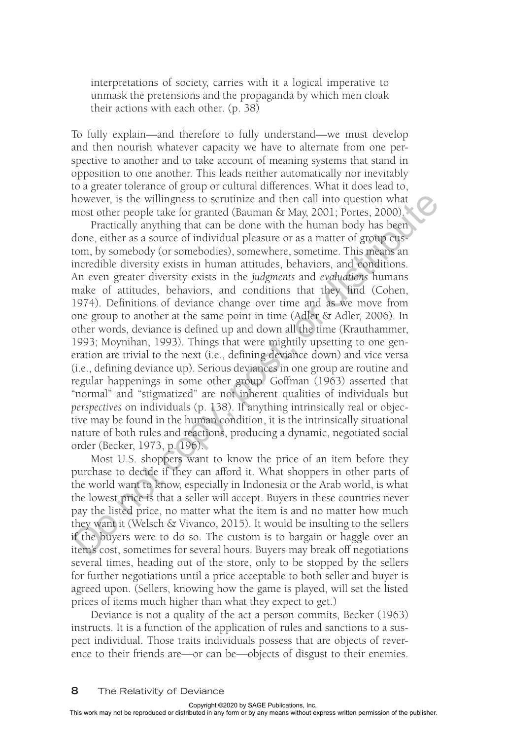> interpretations of society, carries with it a logical imperative to unmask the pretensions and the propaganda by which men cloak their actions with each other. (p. 38)

To fully explain—and therefore to fully understand—we must develop and then nourish whatever capacity we have to alternate from one perspective to another and to take account of meaning systems that stand in opposition to one another. This leads neither automatically nor inevitably to a greater tolerance of group or cultural differences. What it does lead to, however, is the willingness to scrutinize and then call into question what most other people take for granted (Bauman & May, 2001; Portes, 2000).

Practically anything that can be done with the human body has been done, either as a source of individual pleasure or as a matter of group custom, by somebody (or somebodies), somewhere, sometime. This means an incredible diversity exists in human attitudes, behaviors, and conditions. An even greater diversity exists in the *judgments* and *evaluations* humans make of attitudes, behaviors, and conditions that they find (Cohen, 1974). Definitions of deviance change over time and as we move from one group to another at the same point in time (Adler & Adler, 2006). In other words, deviance is defined up and down all the time (Krauthammer, 1993; Moynihan, 1993). Things that were mightily upsetting to one generation are trivial to the next (i.e., defining deviance down) and vice versa (i.e., defining deviance up). Serious deviances in one group are routine and regular happenings in some other group. Goffman (1963) asserted that "normal" and "stigmatized" are not inherent qualities of individuals but *perspectives* on individuals (p. 138). If anything intrinsically real or objective may be found in the human condition, it is the intrinsically situational nature of both rules and reactions, producing a dynamic, negotiated social order (Becker, 1973, p. 196).

Most U.S. shoppers want to know the price of an item before they purchase to decide if they can afford it. What shoppers in other parts of the world want to know, especially in Indonesia or the Arab world, is what the lowest price is that a seller will accept. Buyers in these countries never pay the listed price, no matter what the item is and no matter how much they want it (Welsch & Vivanco, 2015). It would be insulting to the sellers if the buyers were to do so. The custom is to bargain or haggle over an item's cost, sometimes for several hours. Buyers may break off negotiations several times, heading out of the store, only to be stopped by the sellers for further negotiations until a price acceptable to both seller and buyer is agreed upon. (Sellers, knowing how the game is played, will set the listed prices of items much higher than what they expect to get.)

Deviance is not a quality of the act a person commits, Becker (1963) instructs. It is a function of the application of rules and sanctions to a suspect individual. Those traits individuals possess that are objects of reverence to their friends are—or can be—objects of disgust to their enemies.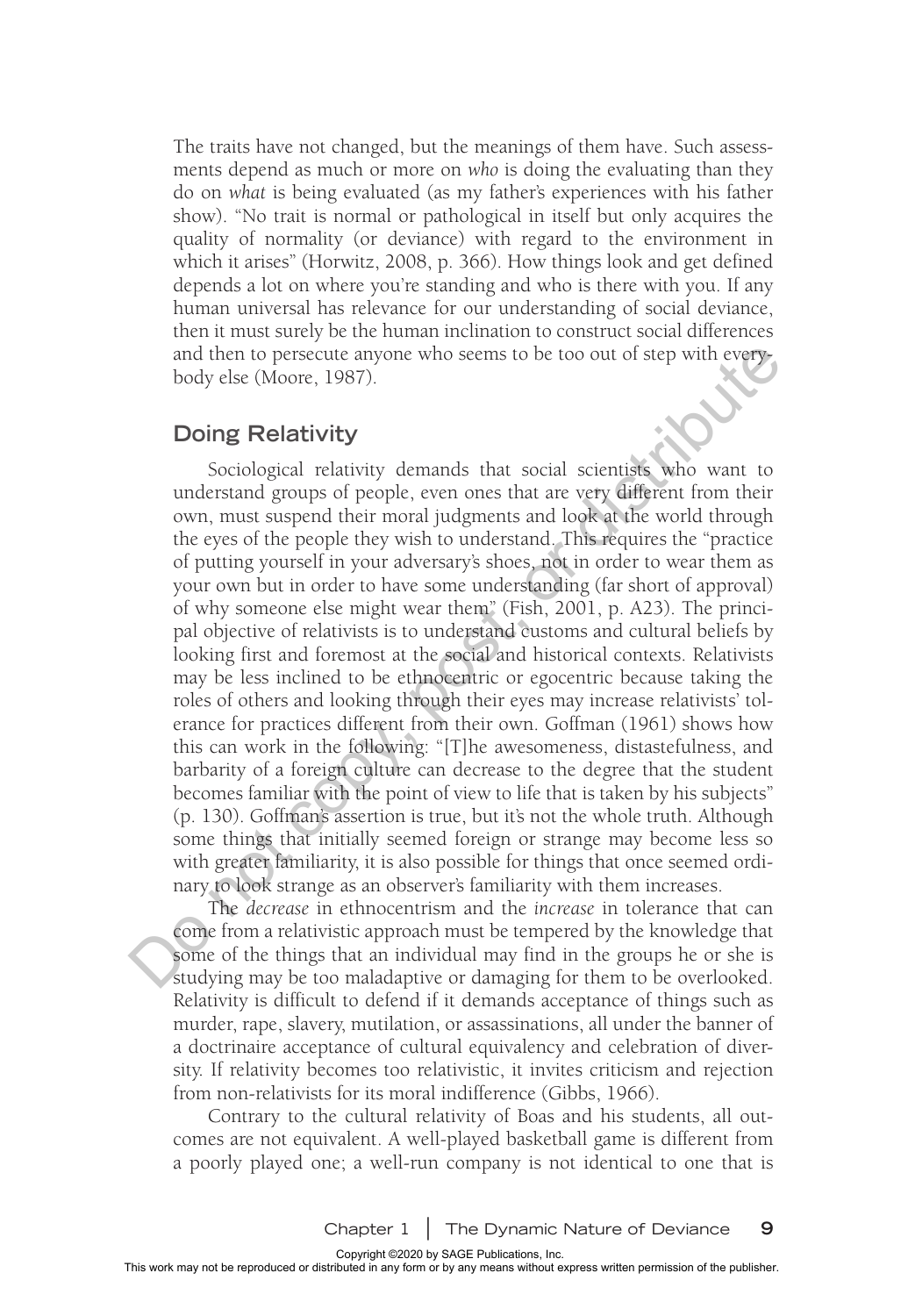The traits have not changed, but the meanings of them have. Such assessments depend as much or more on *who* is doing the evaluating than they do on *what* is being evaluated (as my father's experiences with his father show). "No trait is normal or pathological in itself but only acquires the quality of normality (or deviance) with regard to the environment in which it arises" (Horwitz, 2008, p. 366). How things look and get defined depends a lot on where you're standing and who is there with you. If any human universal has relevance for our understanding of social deviance, then it must surely be the human inclination to construct social differences and then to persecute anyone who seems to be too out of step with everybody else (Moore, 1987).

## Doing Relativity

Sociological relativity demands that social scientists who want to understand groups of people, even ones that are very different from their own, must suspend their moral judgments and look at the world through the eyes of the people they wish to understand. This requires the "practice of putting yourself in your adversary's shoes, not in order to wear them as your own but in order to have some understanding (far short of approval) of why someone else might wear them" (Fish, 2001, p. A23). The principal objective of relativists is to understand customs and cultural beliefs by looking first and foremost at the social and historical contexts. Relativists may be less inclined to be ethnocentric or egocentric because taking the roles of others and looking through their eyes may increase relativists' tolerance for practices different from their own. Goffman (1961) shows how this can work in the following: "[T]he awesomeness, distastefulness, and barbarity of a foreign culture can decrease to the degree that the student becomes familiar with the point of view to life that is taken by his subjects" (p. 130). Goffman's assertion is true, but it's not the whole truth. Although some things that initially seemed foreign or strange may become less so with greater familiarity, it is also possible for things that once seemed ordinary to look strange as an observer's familiarity with them increases.

The *decrease* in ethnocentrism and the *increase* in tolerance that can come from a relativistic approach must be tempered by the knowledge that some of the things that an individual may find in the groups he or she is studying may be too maladaptive or damaging for them to be overlooked. Relativity is difficult to defend if it demands acceptance of things such as murder, rape, slavery, mutilation, or assassinations, all under the banner of a doctrinaire acceptance of cultural equivalency and celebration of diversity. If relativity becomes too relativistic, it invites criticism and rejection from non-relativists for its moral indifference (Gibbs, 1966).

Contrary to the cultural relativity of Boas and his students, all outcomes are not equivalent. A well-played basketball game is different from a poorly played one; a well-run company is not identical to one that is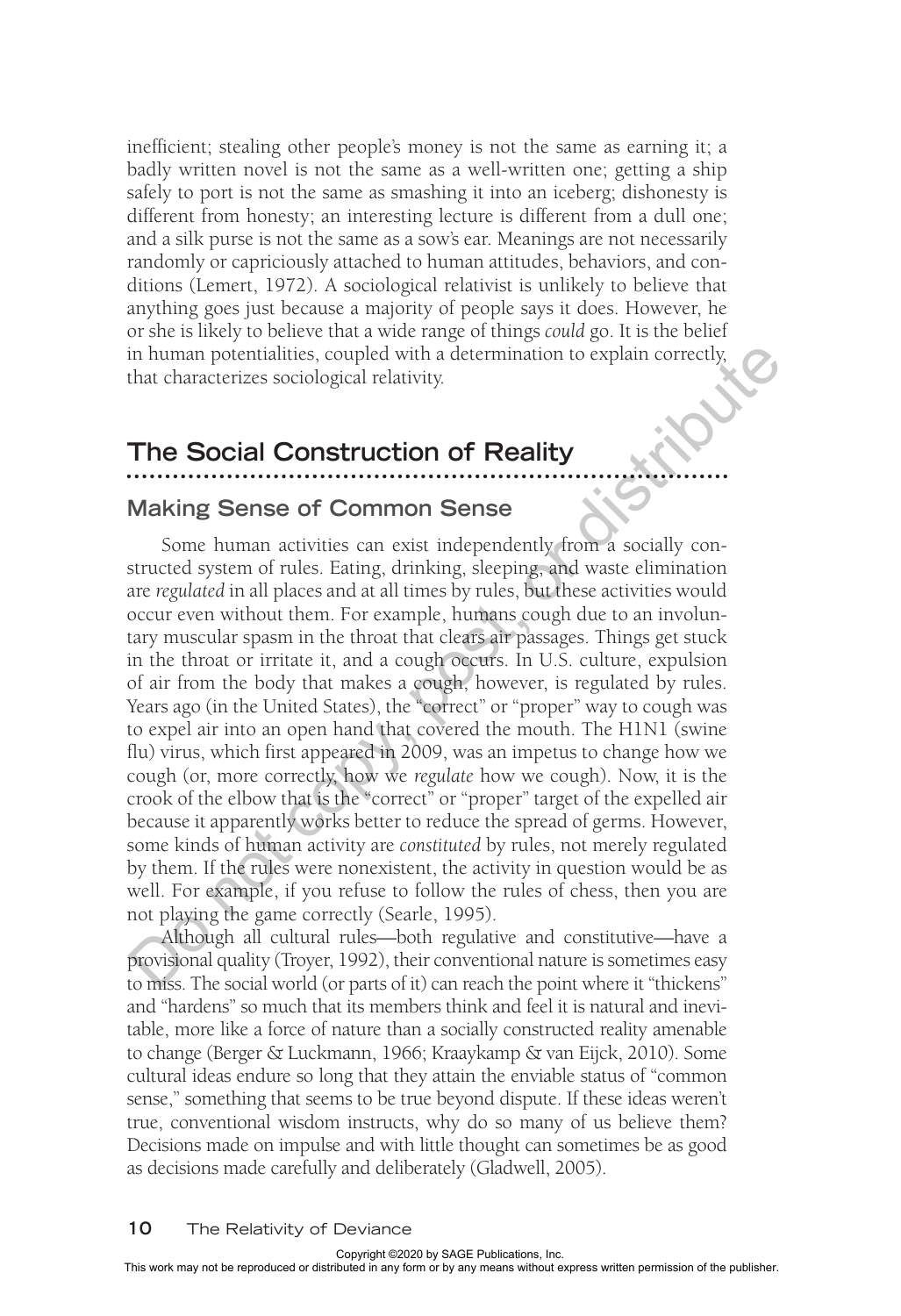inefficient; stealing other people's money is not the same as earning it; a badly written novel is not the same as a well-written one; getting a ship safely to port is not the same as smashing it into an iceberg; dishonesty is different from honesty; an interesting lecture is different from a dull one; and a silk purse is not the same as a sow's ear. Meanings are not necessarily randomly or capriciously attached to human attitudes, behaviors, and conditions (Lemert, 1972). A sociological relativist is unlikely to believe that anything goes just because a majority of people says it does. However, he or she is likely to believe that a wide range of things *could* go. It is the belief in human potentialities, coupled with a determination to explain correctly, that characterizes sociological relativity.

## The Social Construction of Reality

### Making Sense of Common Sense

Some human activities can exist independently from a socially constructed system of rules. Eating, drinking, sleeping, and waste elimination are *regulated* in all places and at all times by rules, but these activities would occur even without them. For example, humans cough due to an involuntary muscular spasm in the throat that clears air passages. Things get stuck in the throat or irritate it, and a cough occurs. In U.S. culture, expulsion of air from the body that makes a cough, however, is regulated by rules. Years ago (in the United States), the "correct" or "proper" way to cough was to expel air into an open hand that covered the mouth. The H1N1 (swine flu) virus, which first appeared in 2009, was an impetus to change how we cough (or, more correctly, how we *regulate* how we cough). Now, it is the crook of the elbow that is the "correct" or "proper" target of the expelled air because it apparently works better to reduce the spread of germs. However, some kinds of human activity are *constituted* by rules, not merely regulated by them. If the rules were nonexistent, the activity in question would be as well. For example, if you refuse to follow the rules of chess, then you are not playing the game correctly (Searle, 1995).

Although all cultural rules—both regulative and constitutive—have a provisional quality (Troyer, 1992), their conventional nature is sometimes easy to miss. The social world (or parts of it) can reach the point where it "thickens" and "hardens" so much that its members think and feel it is natural and inevitable, more like a force of nature than a socially constructed reality amenable to change (Berger & Luckmann, 1966; Kraaykamp & van Eijck, 2010). Some cultural ideas endure so long that they attain the enviable status of "common sense," something that seems to be true beyond dispute. If these ideas weren't true, conventional wisdom instructs, why do so many of us believe them? Decisions made on impulse and with little thought can sometimes be as good as decisions made carefully and deliberately (Gladwell, 2005).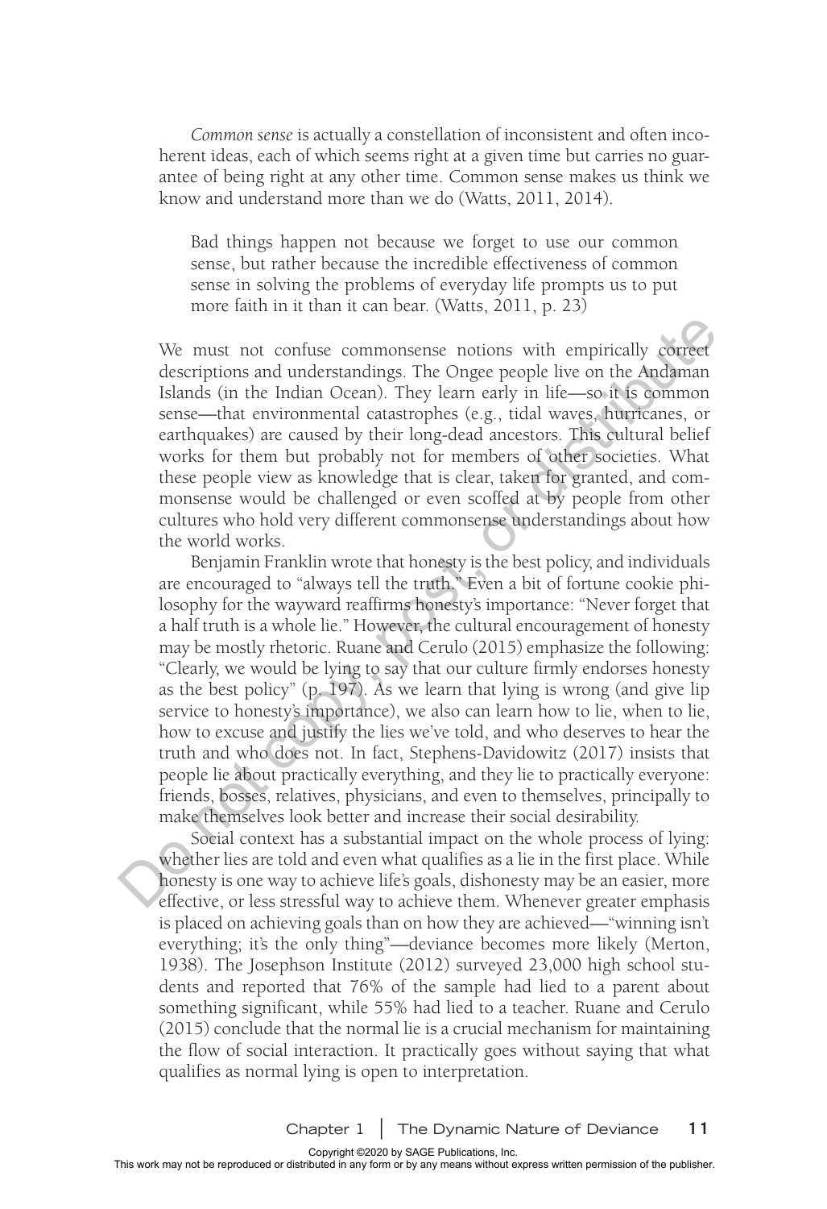*Common sense* is actually a constellation of inconsistent and often incoherent ideas, each of which seems right at a given time but carries no guarantee of being right at any other time. Common sense makes us think we know and understand more than we do (Watts, 2011, 2014).

> Bad things happen not because we forget to use our common sense, but rather because the incredible effectiveness of common sense in solving the problems of everyday life prompts us to put more faith in it than it can bear. (Watts, 2011, p. 23)

We must not confuse commonsense notions with empirically correct descriptions and understandings. The Ongee people live on the Andaman Islands (in the Indian Ocean). They learn early in life—so it is common sense—that environmental catastrophes (e.g., tidal waves, hurricanes, or earthquakes) are caused by their long-dead ancestors. This cultural belief works for them but probably not for members of other societies. What these people view as knowledge that is clear, taken for granted, and commonsense would be challenged or even scoffed at by people from other cultures who hold very different commonsense understandings about how the world works.

Benjamin Franklin wrote that honesty is the best policy, and individuals are encouraged to "always tell the truth." Even a bit of fortune cookie philosophy for the wayward reaffirms honesty's importance: "Never forget that a half truth is a whole lie." However, the cultural encouragement of honesty may be mostly rhetoric. Ruane and Cerulo (2015) emphasize the following: "Clearly, we would be lying to say that our culture firmly endorses honesty as the best policy" (p. 197). As we learn that lying is wrong (and give lip service to honesty's importance), we also can learn how to lie, when to lie, how to excuse and justify the lies we've told, and who deserves to hear the truth and who does not. In fact, Stephens-Davidowitz (2017) insists that people lie about practically everything, and they lie to practically everyone: friends, bosses, relatives, physicians, and even to themselves, principally to make themselves look better and increase their social desirability.

Social context has a substantial impact on the whole process of lying: whether lies are told and even what qualifies as a lie in the first place. While honesty is one way to achieve life's goals, dishonesty may be an easier, more effective, or less stressful way to achieve them. Whenever greater emphasis is placed on achieving goals than on how they are achieved—"winning isn't everything; it's the only thing"—deviance becomes more likely (Merton, 1938). The Josephson Institute (2012) surveyed 23,000 high school students and reported that 76% of the sample had lied to a parent about something significant, while 55% had lied to a teacher. Ruane and Cerulo (2015) conclude that the normal lie is a crucial mechanism for maintaining the flow of social interaction. It practically goes without saying that what qualifies as normal lying is open to interpretation.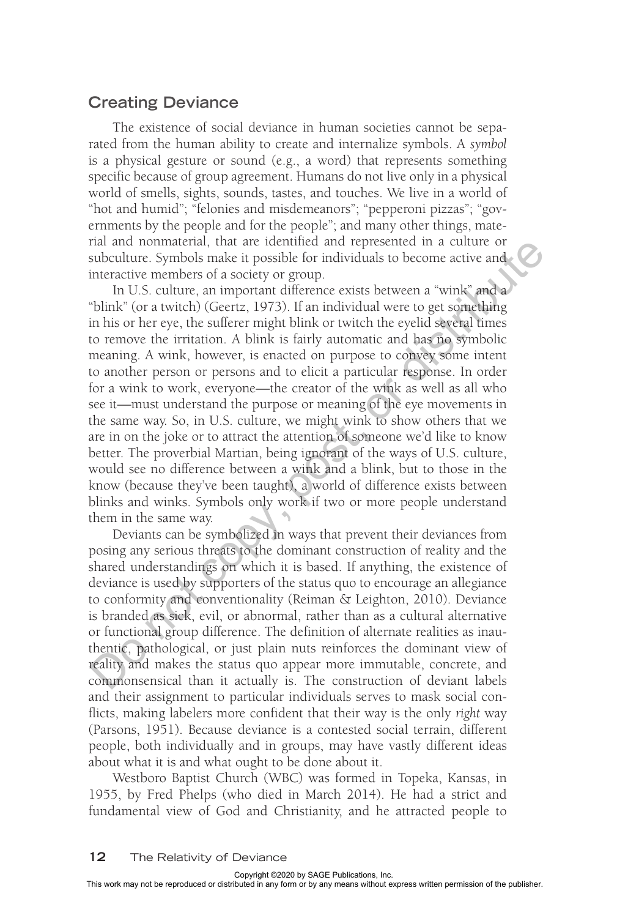## Creating Deviance

The existence of social deviance in human societies cannot be separated from the human ability to create and internalize symbols. A *symbol* is a physical gesture or sound (e.g., a word) that represents something specific because of group agreement. Humans do not live only in a physical world of smells, sights, sounds, tastes, and touches. We live in a world of "hot and humid"; "felonies and misdemeanors"; "pepperoni pizzas"; "governments by the people and for the people"; and many other things, material and nonmaterial, that are identified and represented in a culture or subculture. Symbols make it possible for individuals to become active and interactive members of a society or group.

In U.S. culture, an important difference exists between a "wink" and a "blink" (or a twitch) (Geertz, 1973). If an individual were to get something in his or her eye, the sufferer might blink or twitch the eyelid several times to remove the irritation. A blink is fairly automatic and has no symbolic meaning. A wink, however, is enacted on purpose to convey some intent to another person or persons and to elicit a particular response. In order for a wink to work, everyone—the creator of the wink as well as all who see it—must understand the purpose or meaning of the eye movements in the same way. So, in U.S. culture, we might wink to show others that we are in on the joke or to attract the attention of someone we'd like to know better. The proverbial Martian, being ignorant of the ways of U.S. culture, would see no difference between a wink and a blink, but to those in the know (because they've been taught), a world of difference exists between blinks and winks. Symbols only work if two or more people understand them in the same way.

Deviants can be symbolized in ways that prevent their deviances from posing any serious threats to the dominant construction of reality and the shared understandings on which it is based. If anything, the existence of deviance is used by supporters of the status quo to encourage an allegiance to conformity and conventionality (Reiman & Leighton, 2010). Deviance is branded as sick, evil, or abnormal, rather than as a cultural alternative or functional group difference. The definition of alternate realities as inauthentic, pathological, or just plain nuts reinforces the dominant view of reality and makes the status quo appear more immutable, concrete, and commonsensical than it actually is. The construction of deviant labels and their assignment to particular individuals serves to mask social conflicts, making labelers more confident that their way is the only *right* way (Parsons, 1951). Because deviance is a contested social terrain, different people, both individually and in groups, may have vastly different ideas about what it is and what ought to be done about it.

Westboro Baptist Church (WBC) was formed in Topeka, Kansas, in 1955, by Fred Phelps (who died in March 2014). He had a strict and fundamental view of God and Christianity, and he attracted people to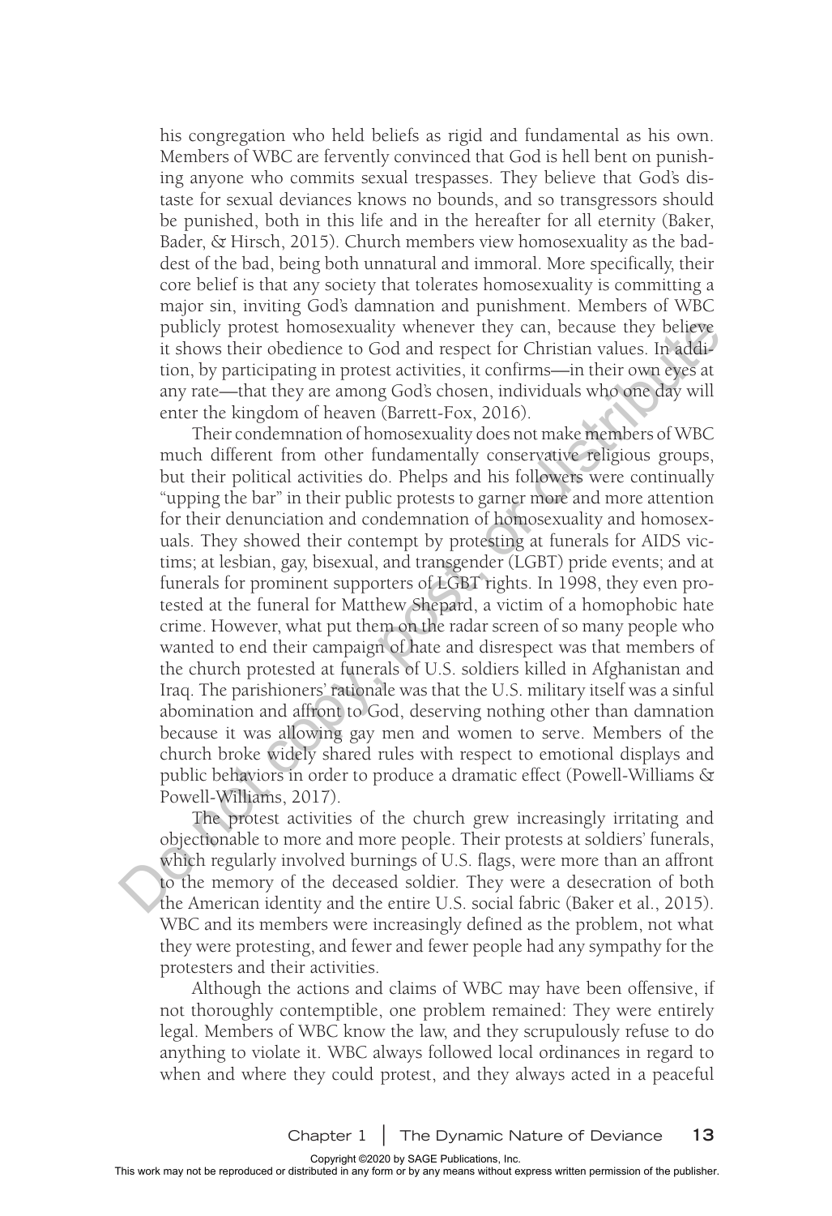his congregation who held beliefs as rigid and fundamental as his own. Members of WBC are fervently convinced that God is hell bent on punishing anyone who commits sexual trespasses. They believe that God's distaste for sexual deviances knows no bounds, and so transgressors should be punished, both in this life and in the hereafter for all eternity (Baker, Bader, & Hirsch, 2015). Church members view homosexuality as the baddest of the bad, being both unnatural and immoral. More specifically, their core belief is that any society that tolerates homosexuality is committing a major sin, inviting God's damnation and punishment. Members of WBC publicly protest homosexuality whenever they can, because they believe it shows their obedience to God and respect for Christian values. In addition, by participating in protest activities, it confirms—in their own eyes at any rate—that they are among God's chosen, individuals who one day will enter the kingdom of heaven (Barrett-Fox, 2016).

Their condemnation of homosexuality does not make members of WBC much different from other fundamentally conservative religious groups, but their political activities do. Phelps and his followers were continually "upping the bar" in their public protests to garner more and more attention for their denunciation and condemnation of homosexuality and homosexuals. They showed their contempt by protesting at funerals for AIDS victims; at lesbian, gay, bisexual, and transgender (LGBT) pride events; and at funerals for prominent supporters of LGBT rights. In 1998, they even protested at the funeral for Matthew Shepard, a victim of a homophobic hate crime. However, what put them on the radar screen of so many people who wanted to end their campaign of hate and disrespect was that members of the church protested at funerals of U.S. soldiers killed in Afghanistan and Iraq. The parishioners' rationale was that the U.S. military itself was a sinful abomination and affront to God, deserving nothing other than damnation because it was allowing gay men and women to serve. Members of the church broke widely shared rules with respect to emotional displays and public behaviors in order to produce a dramatic effect (Powell-Williams & Powell-Williams, 2017).

The protest activities of the church grew increasingly irritating and objectionable to more and more people. Their protests at soldiers' funerals, which regularly involved burnings of U.S. flags, were more than an affront to the memory of the deceased soldier. They were a desecration of both the American identity and the entire U.S. social fabric (Baker et al., 2015). WBC and its members were increasingly defined as the problem, not what they were protesting, and fewer and fewer people had any sympathy for the protesters and their activities.

Although the actions and claims of WBC may have been offensive, if not thoroughly contemptible, one problem remained: They were entirely legal. Members of WBC know the law, and they scrupulously refuse to do anything to violate it. WBC always followed local ordinances in regard to when and where they could protest, and they always acted in a peaceful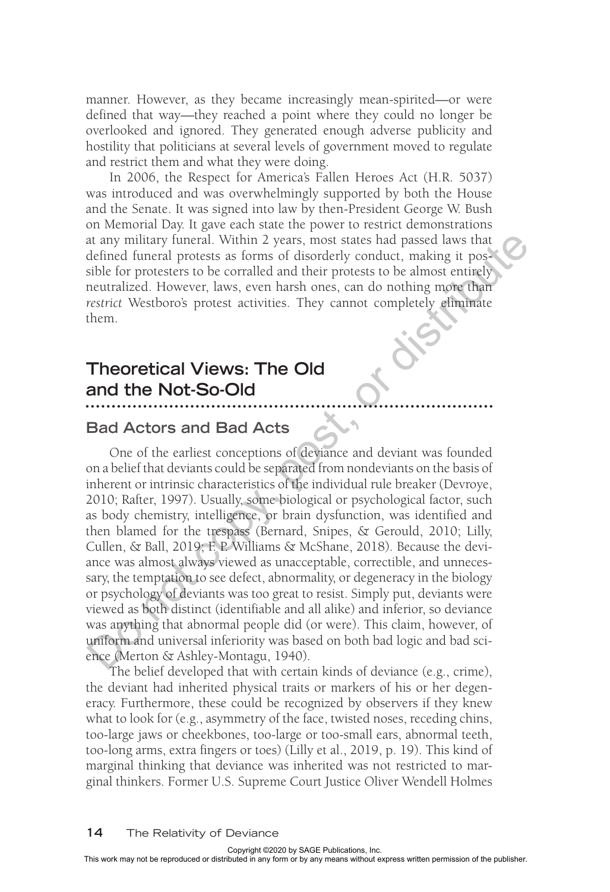manner. However, as they became increasingly mean-spirited—or were defined that way—they reached a point where they could no longer be overlooked and ignored. They generated enough adverse publicity and hostility that politicians at several levels of government moved to regulate and restrict them and what they were doing.

In 2006, the Respect for America's Fallen Heroes Act (H.R. 5037) was introduced and was overwhelmingly supported by both the House and the Senate. It was signed into law by then-President George W. Bush on Memorial Day. It gave each state the power to restrict demonstrations at any military funeral. Within 2 years, most states had passed laws that defined funeral protests as forms of disorderly conduct, making it possible for protesters to be corralled and their protests to be almost entirely neutralized. However, laws, even harsh ones, can do nothing more than *restrict* Westboro's protest activities. They cannot completely eliminate them.

## Theoretical Views: The Old and the Not-So-Old

### Bad Actors and Bad Acts

One of the earliest conceptions of deviance and deviant was founded on a belief that deviants could be separated from nondeviants on the basis of inherent or intrinsic characteristics of the individual rule breaker (Devroye, 2010; Rafter, 1997). Usually, some biological or psychological factor, such as body chemistry, intelligence, or brain dysfunction, was identified and then blamed for the trespass (Bernard, Snipes, & Gerould, 2010; Lilly, Cullen, & Ball, 2019; F. P. Williams & McShane, 2018). Because the deviance was almost always viewed as unacceptable, correctible, and unnecessary, the temptation to see defect, abnormality, or degeneracy in the biology or psychology of deviants was too great to resist. Simply put, deviants were viewed as both distinct (identifiable and all alike) and inferior, so deviance was anything that abnormal people did (or were). This claim, however, of uniform and universal inferiority was based on both bad logic and bad science (Merton & Ashley-Montagu, 1940).

The belief developed that with certain kinds of deviance (e.g., crime), the deviant had inherited physical traits or markers of his or her degeneracy. Furthermore, these could be recognized by observers if they knew what to look for (e.g., asymmetry of the face, twisted noses, receding chins, too-large jaws or cheekbones, too-large or too-small ears, abnormal teeth, too-long arms, extra fingers or toes) (Lilly et al., 2019, p. 19). This kind of marginal thinking that deviance was inherited was not restricted to marginal thinkers. Former U.S. Supreme Court Justice Oliver Wendell Holmes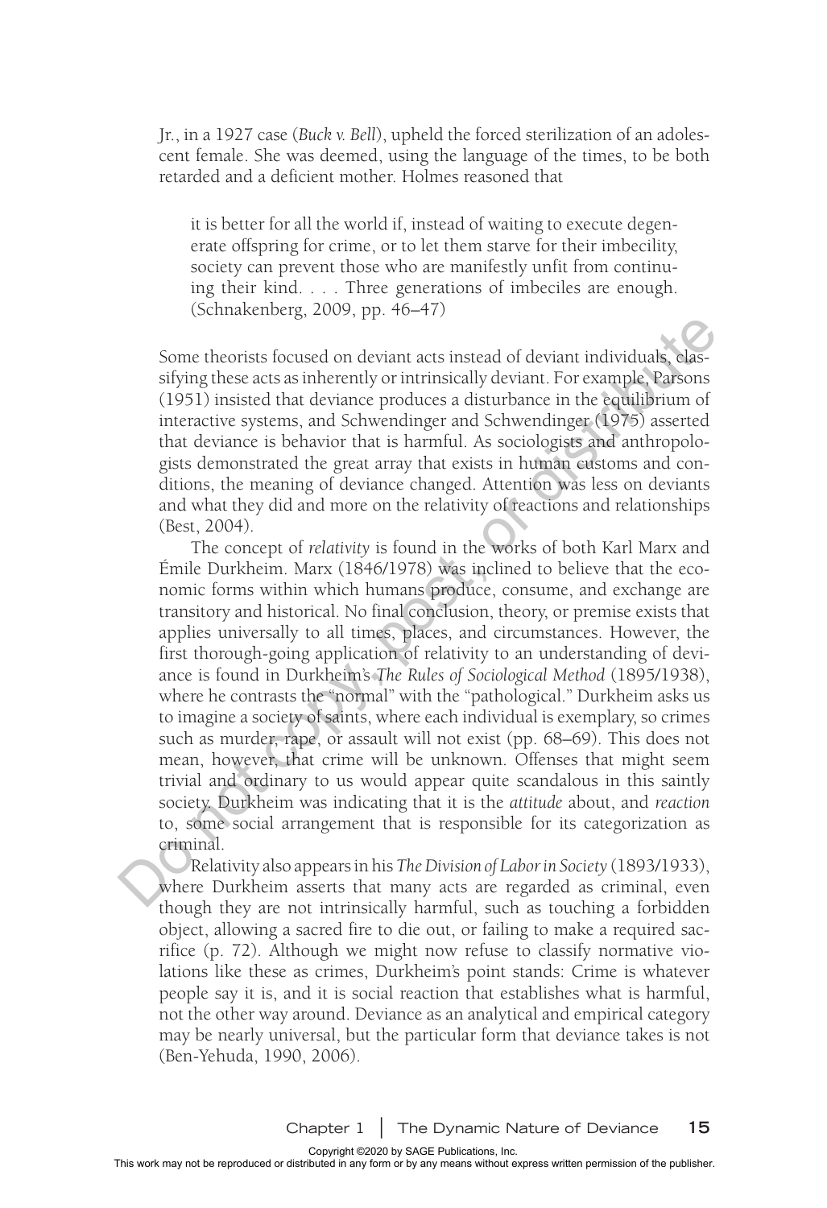Jr., in a 1927 case (*Buck v. Bell*), upheld the forced sterilization of an adolescent female. She was deemed, using the language of the times, to be both retarded and a deficient mother. Holmes reasoned that

> it is better for all the world if, instead of waiting to execute degenerate offspring for crime, or to let them starve for their imbecility, society can prevent those who are manifestly unfit from continuing their kind. . . . Three generations of imbeciles are enough. (Schnakenberg, 2009, pp. 46–47)

Some theorists focused on deviant acts instead of deviant individuals, classifying these acts as inherently or intrinsically deviant. For example, Parsons (1951) insisted that deviance produces a disturbance in the equilibrium of interactive systems, and Schwendinger and Schwendinger (1975) asserted that deviance is behavior that is harmful. As sociologists and anthropologists demonstrated the great array that exists in human customs and conditions, the meaning of deviance changed. Attention was less on deviants and what they did and more on the relativity of reactions and relationships (Best, 2004).

The concept of *relativity* is found in the works of both Karl Marx and Émile Durkheim. Marx (1846/1978) was inclined to believe that the economic forms within which humans produce, consume, and exchange are transitory and historical. No final conclusion, theory, or premise exists that applies universally to all times, places, and circumstances. However, the first thorough-going application of relativity to an understanding of deviance is found in Durkheim's *The Rules of Sociological Method* (1895/1938), where he contrasts the "normal" with the "pathological." Durkheim asks us to imagine a society of saints, where each individual is exemplary, so crimes such as murder, rape, or assault will not exist (pp. 68–69). This does not mean, however, that crime will be unknown. Offenses that might seem trivial and ordinary to us would appear quite scandalous in this saintly society. Durkheim was indicating that it is the *attitude* about, and *reaction* to, some social arrangement that is responsible for its categorization as criminal.

Relativity also appears in his *The Division of Labor in Society* (1893/1933), where Durkheim asserts that many acts are regarded as criminal, even though they are not intrinsically harmful, such as touching a forbidden object, allowing a sacred fire to die out, or failing to make a required sacrifice (p. 72). Although we might now refuse to classify normative violations like these as crimes, Durkheim's point stands: Crime is whatever people say it is, and it is social reaction that establishes what is harmful, not the other way around. Deviance as an analytical and empirical category may be nearly universal, but the particular form that deviance takes is not (Ben-Yehuda, 1990, 2006).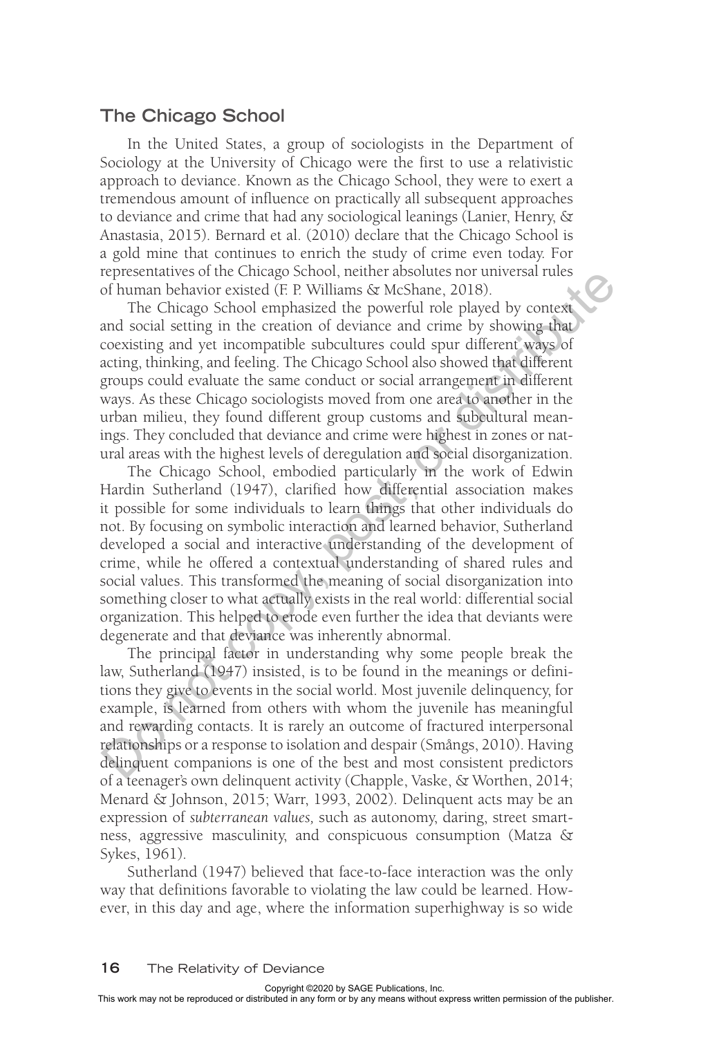## The Chicago School

In the United States, a group of sociologists in the Department of Sociology at the University of Chicago were the first to use a relativistic approach to deviance. Known as the Chicago School, they were to exert a tremendous amount of influence on practically all subsequent approaches to deviance and crime that had any sociological leanings (Lanier, Henry, & Anastasia, 2015). Bernard et al. (2010) declare that the Chicago School is a gold mine that continues to enrich the study of crime even today. For representatives of the Chicago School, neither absolutes nor universal rules of human behavior existed (F. P. Williams & McShane, 2018).

The Chicago School emphasized the powerful role played by context and social setting in the creation of deviance and crime by showing that coexisting and yet incompatible subcultures could spur different ways of acting, thinking, and feeling. The Chicago School also showed that different groups could evaluate the same conduct or social arrangement in different ways. As these Chicago sociologists moved from one area to another in the urban milieu, they found different group customs and subcultural meanings. They concluded that deviance and crime were highest in zones or natural areas with the highest levels of deregulation and social disorganization.

The Chicago School, embodied particularly in the work of Edwin Hardin Sutherland (1947), clarified how differential association makes it possible for some individuals to learn things that other individuals do not. By focusing on symbolic interaction and learned behavior, Sutherland developed a social and interactive understanding of the development of crime, while he offered a contextual understanding of shared rules and social values. This transformed the meaning of social disorganization into something closer to what actually exists in the real world: differential social organization. This helped to erode even further the idea that deviants were degenerate and that deviance was inherently abnormal.

The principal factor in understanding why some people break the law, Sutherland (1947) insisted, is to be found in the meanings or definitions they give to events in the social world. Most juvenile delinquency, for example, is learned from others with whom the juvenile has meaningful and rewarding contacts. It is rarely an outcome of fractured interpersonal relationships or a response to isolation and despair (Smångs, 2010). Having delinquent companions is one of the best and most consistent predictors of a teenager's own delinquent activity (Chapple, Vaske, & Worthen, 2014; Menard & Johnson, 2015; Warr, 1993, 2002). Delinquent acts may be an expression of *subterranean values,* such as autonomy, daring, street smartness, aggressive masculinity, and conspicuous consumption (Matza & Sykes, 1961).

Sutherland (1947) believed that face-to-face interaction was the only way that definitions favorable to violating the law could be learned. However, in this day and age, where the information superhighway is so wide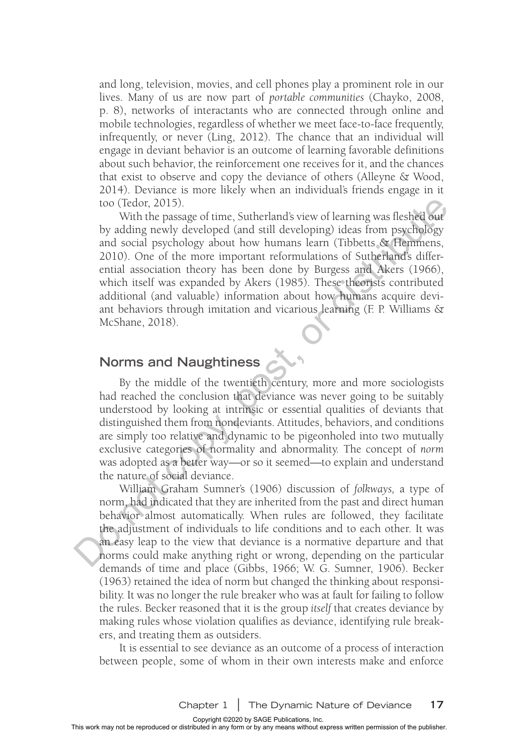and long, television, movies, and cell phones play a prominent role in our lives. Many of us are now part of *portable communities* (Chayko, 2008, p. 8), networks of interactants who are connected through online and mobile technologies, regardless of whether we meet face-to-face frequently, infrequently, or never (Ling, 2012). The chance that an individual will engage in deviant behavior is an outcome of learning favorable definitions about such behavior, the reinforcement one receives for it, and the chances that exist to observe and copy the deviance of others (Alleyne & Wood, 2014). Deviance is more likely when an individual's friends engage in it too (Tedor, 2015).

With the passage of time, Sutherland's view of learning was fleshed out by adding newly developed (and still developing) ideas from psychology and social psychology about how humans learn (Tibbetts & Hemmens, 2010). One of the more important reformulations of Sutherland's differential association theory has been done by Burgess and Akers (1966), which itself was expanded by Akers (1985). These theorists contributed additional (and valuable) information about how humans acquire deviant behaviors through imitation and vicarious learning (F. P. Williams & McShane, 2018).

## Norms and Naughtiness

By the middle of the twentieth century, more and more sociologists had reached the conclusion that deviance was never going to be suitably understood by looking at intrinsic or essential qualities of deviants that distinguished them from nondeviants. Attitudes, behaviors, and conditions are simply too relative and dynamic to be pigeonholed into two mutually exclusive categories of normality and abnormality. The concept of *norm* was adopted as a better way—or so it seemed—to explain and understand the nature of social deviance.

William Graham Sumner's (1906) discussion of *folkways,* a type of norm, had indicated that they are inherited from the past and direct human behavior almost automatically. When rules are followed, they facilitate the adjustment of individuals to life conditions and to each other. It was an easy leap to the view that deviance is a normative departure and that norms could make anything right or wrong, depending on the particular demands of time and place (Gibbs, 1966; W. G. Sumner, 1906). Becker (1963) retained the idea of norm but changed the thinking about responsibility. It was no longer the rule breaker who was at fault for failing to follow the rules. Becker reasoned that it is the group *itself* that creates deviance by making rules whose violation qualifies as deviance, identifying rule breakers, and treating them as outsiders.

It is essential to see deviance as an outcome of a process of interaction between people, some of whom in their own interests make and enforce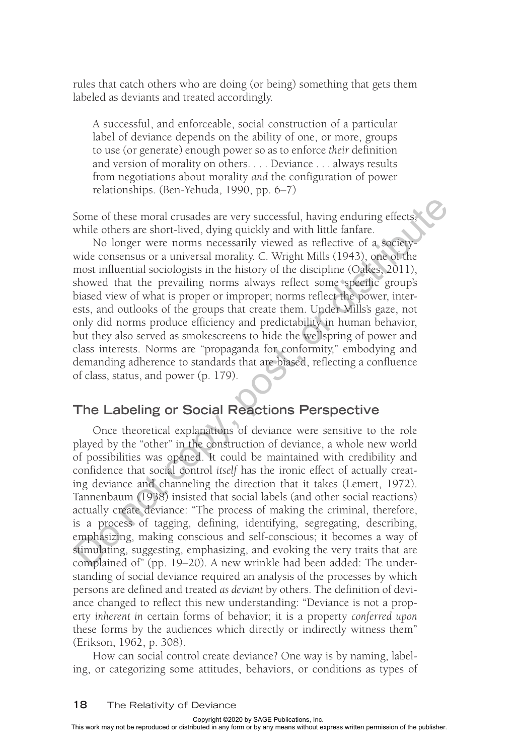rules that catch others who are doing (or being) something that gets them labeled as deviants and treated accordingly.

> A successful, and enforceable, social construction of a particular label of deviance depends on the ability of one, or more, groups to use (or generate) enough power so as to enforce *their* definition and version of morality on others. . . . Deviance . . . always results from negotiations about morality *and* the configuration of power relationships. (Ben-Yehuda, 1990, pp. 6–7)

Some of these moral crusades are very successful, having enduring effects, while others are short-lived, dying quickly and with little fanfare.

No longer were norms necessarily viewed as reflective of a society-wide consensus or a universal morality. C. Wright Mills (1943), one of the most influential sociologists in the history of the discipline (Oakes, 2011), showed that the prevailing norms always reflect some specific group's biased view of what is proper or improper; norms reflect the power, interests, and outlooks of the groups that create them. Under Mills's gaze, not only did norms produce efficiency and predictability in human behavior, but they also served as smokescreens to hide the wellspring of power and class interests. Norms are "propaganda for conformity," embodying and demanding adherence to standards that are biased, reflecting a confluence of class, status, and power (p. 179).

## The Labeling or Social Reactions Perspective

Once theoretical explanations of deviance were sensitive to the role played by the "other" in the construction of deviance, a whole new world of possibilities was opened. It could be maintained with credibility and confidence that social control *itself* has the ironic effect of actually creating deviance and channeling the direction that it takes (Lemert, 1972). Tannenbaum (1938) insisted that social labels (and other social reactions) actually create deviance: "The process of making the criminal, therefore, is a process of tagging, defining, identifying, segregating, describing, emphasizing, making conscious and self-conscious; it becomes a way of stimulating, suggesting, emphasizing, and evoking the very traits that are complained of" (pp. 19–20). A new wrinkle had been added: The understanding of social deviance required an analysis of the processes by which persons are defined and treated *as deviant* by others. The definition of deviance changed to reflect this new understanding: "Deviance is not a property *inherent in* certain forms of behavior; it is a property *conferred upon* these forms by the audiences which directly or indirectly witness them" (Erikson, 1962, p. 308).

How can social control create deviance? One way is by naming, labeling, or categorizing some attitudes, behaviors, or conditions as types of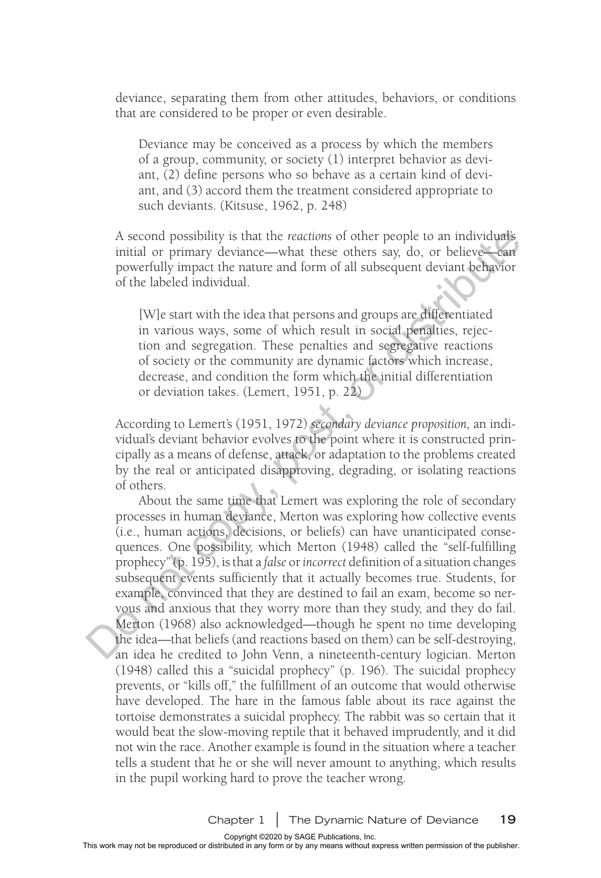deviance, separating them from other attitudes, behaviors, or conditions that are considered to be proper or even desirable.

> Deviance may be conceived as a process by which the members of a group, community, or society (1) interpret behavior as deviant, (2) define persons who so behave as a certain kind of deviant, and (3) accord them the treatment considered appropriate to such deviants. (Kitsuse, 1962, p. 248)

A second possibility is that the *reactions* of other people to an individual's initial or primary deviance—what these others say, do, or believe—can powerfully impact the nature and form of all subsequent deviant behavior of the labeled individual.

> [W]e start with the idea that persons and groups are differentiated in various ways, some of which result in social penalties, rejection and segregation. These penalties and segregative reactions of society or the community are dynamic factors which increase, decrease, and condition the form which the initial differentiation or deviation takes. (Lemert, 1951, p. 22)

According to Lemert's (1951, 1972) *secondary deviance proposition,* an individual's deviant behavior evolves to the point where it is constructed principally as a means of defense, attack, or adaptation to the problems created by the real or anticipated disapproving, degrading, or isolating reactions of others.

About the same time that Lemert was exploring the role of secondary processes in human deviance, Merton was exploring how collective events (i.e., human actions, decisions, or beliefs) can have unanticipated consequences. One possibility, which Merton (1948) called the "self-fulfilling prophecy" (p. 195), is that a *false* or *incorrect* definition of a situation changes subsequent events sufficiently that it actually becomes true. Students, for example, convinced that they are destined to fail an exam, become so nervous and anxious that they worry more than they study, and they do fail. Merton (1968) also acknowledged—though he spent no time developing the idea—that beliefs (and reactions based on them) can be self-destroying, an idea he credited to John Venn, a nineteenth-century logician. Merton (1948) called this a "suicidal prophecy" (p. 196). The suicidal prophecy prevents, or "kills off," the fulfillment of an outcome that would otherwise have developed. The hare in the famous fable about its race against the tortoise demonstrates a suicidal prophecy. The rabbit was so certain that it would beat the slow-moving reptile that it behaved imprudently, and it did not win the race. Another example is found in the situation where a teacher tells a student that he or she will never amount to anything, which results in the pupil working hard to prove the teacher wrong.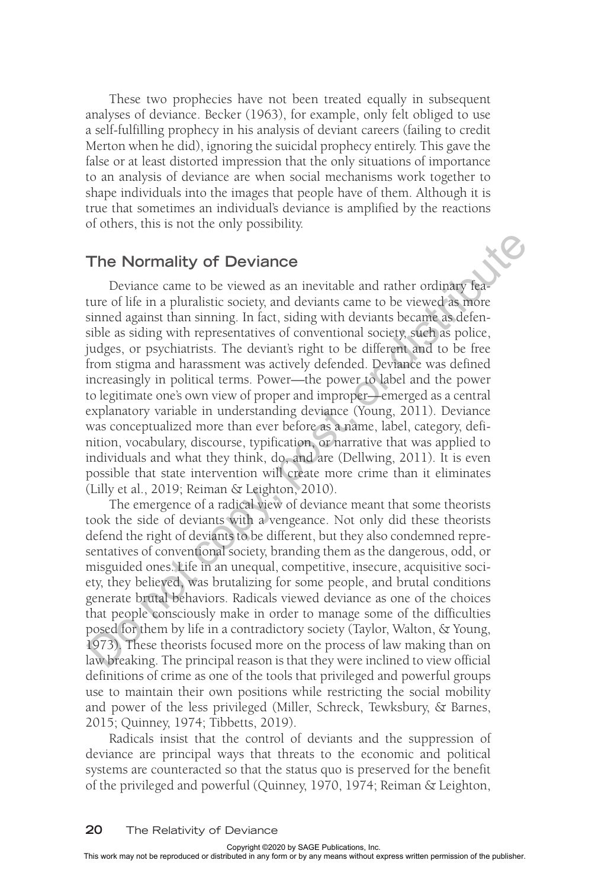These two prophecies have not been treated equally in subsequent analyses of deviance. Becker (1963), for example, only felt obliged to use a self-fulfilling prophecy in his analysis of deviant careers (failing to credit Merton when he did), ignoring the suicidal prophecy entirely. This gave the false or at least distorted impression that the only situations of importance to an analysis of deviance are when social mechanisms work together to shape individuals into the images that people have of them. Although it is true that sometimes an individual's deviance is amplified by the reactions of others, this is not the only possibility.

## The Normality of Deviance

Deviance came to be viewed as an inevitable and rather ordinary feature of life in a pluralistic society, and deviants came to be viewed as more sinned against than sinning. In fact, siding with deviants became as defensible as siding with representatives of conventional society, such as police, judges, or psychiatrists. The deviant's right to be different and to be free from stigma and harassment was actively defended. Deviance was defined increasingly in political terms. Power—the power to label and the power to legitimate one's own view of proper and improper—emerged as a central explanatory variable in understanding deviance (Young, 2011). Deviance was conceptualized more than ever before as a name, label, category, definition, vocabulary, discourse, typification, or narrative that was applied to individuals and what they think, do, and are (Dellwing, 2011). It is even possible that state intervention will create more crime than it eliminates (Lilly et al., 2019; Reiman & Leighton, 2010).

The emergence of a radical view of deviance meant that some theorists took the side of deviants with a vengeance. Not only did these theorists defend the right of deviants to be different, but they also condemned representatives of conventional society, branding them as the dangerous, odd, or misguided ones. Life in an unequal, competitive, insecure, acquisitive society, they believed, was brutalizing for some people, and brutal conditions generate brutal behaviors. Radicals viewed deviance as one of the choices that people consciously make in order to manage some of the difficulties posed for them by life in a contradictory society (Taylor, Walton, & Young, 1973). These theorists focused more on the process of law making than on law breaking. The principal reason is that they were inclined to view official definitions of crime as one of the tools that privileged and powerful groups use to maintain their own positions while restricting the social mobility and power of the less privileged (Miller, Schreck, Tewksbury, & Barnes, 2015; Quinney, 1974; Tibbetts, 2019).

Radicals insist that the control of deviants and the suppression of deviance are principal ways that threats to the economic and political systems are counteracted so that the status quo is preserved for the benefit of the privileged and powerful (Quinney, 1970, 1974; Reiman & Leighton,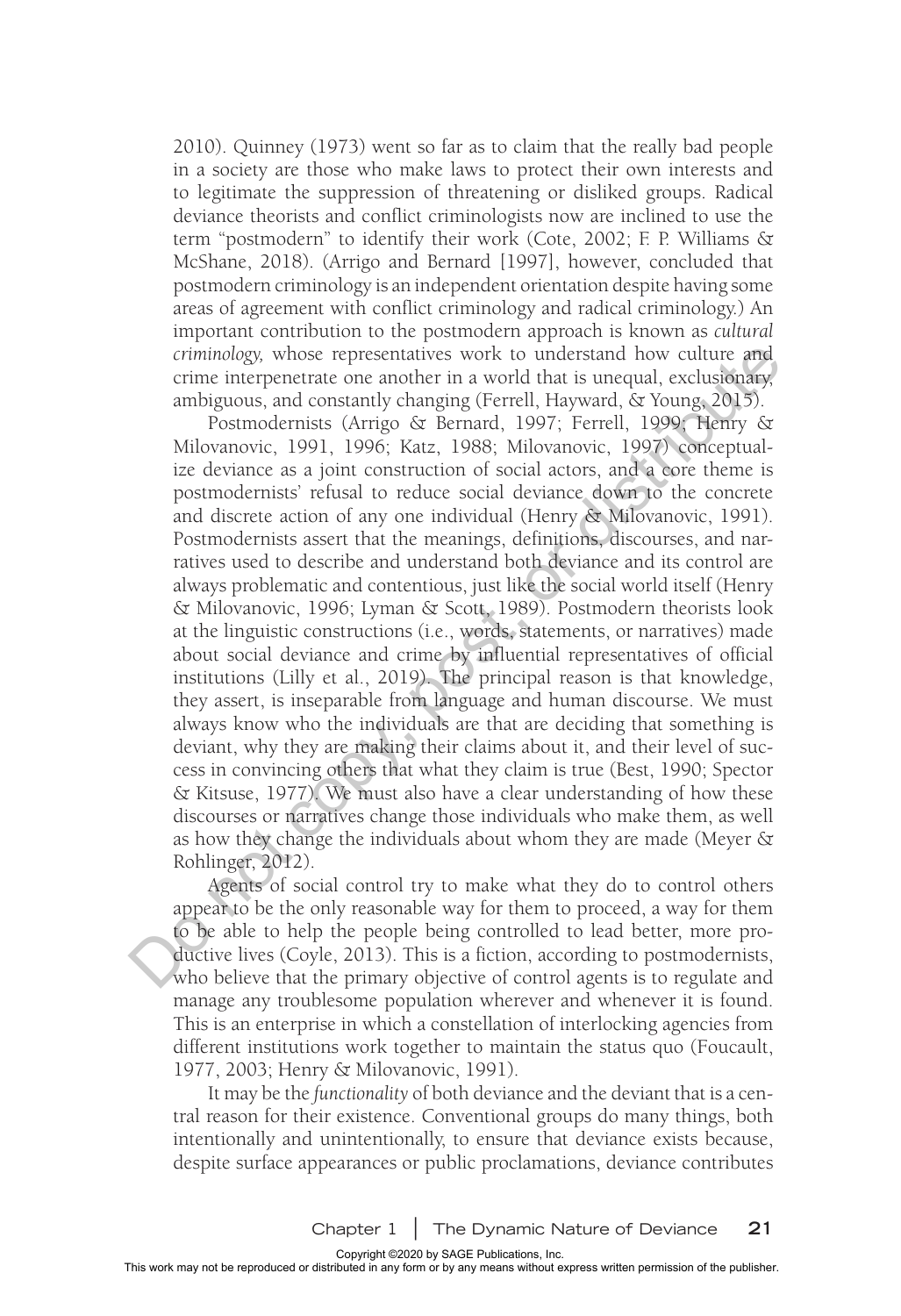2010). Quinney (1973) went so far as to claim that the really bad people in a society are those who make laws to protect their own interests and to legitimate the suppression of threatening or disliked groups. Radical deviance theorists and conflict criminologists now are inclined to use the term "postmodern" to identify their work (Cote, 2002; F. P. Williams & McShane, 2018). (Arrigo and Bernard [1997], however, concluded that postmodern criminology is an independent orientation despite having some areas of agreement with conflict criminology and radical criminology.) An important contribution to the postmodern approach is known as *cultural criminology,* whose representatives work to understand how culture and crime interpenetrate one another in a world that is unequal, exclusionary, ambiguous, and constantly changing (Ferrell, Hayward, & Young, 2015).

Postmodernists (Arrigo & Bernard, 1997; Ferrell, 1999; Henry & Milovanovic, 1991, 1996; Katz, 1988; Milovanovic, 1997) conceptualize deviance as a joint construction of social actors, and a core theme is postmodernists' refusal to reduce social deviance down to the concrete and discrete action of any one individual (Henry & Milovanovic, 1991). Postmodernists assert that the meanings, definitions, discourses, and narratives used to describe and understand both deviance and its control are always problematic and contentious, just like the social world itself (Henry & Milovanovic, 1996; Lyman & Scott, 1989). Postmodern theorists look at the linguistic constructions (i.e., words, statements, or narratives) made about social deviance and crime by influential representatives of official institutions (Lilly et al., 2019). The principal reason is that knowledge, they assert, is inseparable from language and human discourse. We must always know who the individuals are that are deciding that something is deviant, why they are making their claims about it, and their level of success in convincing others that what they claim is true (Best, 1990; Spector & Kitsuse, 1977). We must also have a clear understanding of how these discourses or narratives change those individuals who make them, as well as how they change the individuals about whom they are made (Meyer & Rohlinger, 2012).

Agents of social control try to make what they do to control others appear to be the only reasonable way for them to proceed, a way for them to be able to help the people being controlled to lead better, more productive lives (Coyle, 2013). This is a fiction, according to postmodernists, who believe that the primary objective of control agents is to regulate and manage any troublesome population wherever and whenever it is found. This is an enterprise in which a constellation of interlocking agencies from different institutions work together to maintain the status quo (Foucault, 1977, 2003; Henry & Milovanovic, 1991).

It may be the *functionality* of both deviance and the deviant that is a central reason for their existence. Conventional groups do many things, both intentionally and unintentionally, to ensure that deviance exists because, despite surface appearances or public proclamations, deviance contributes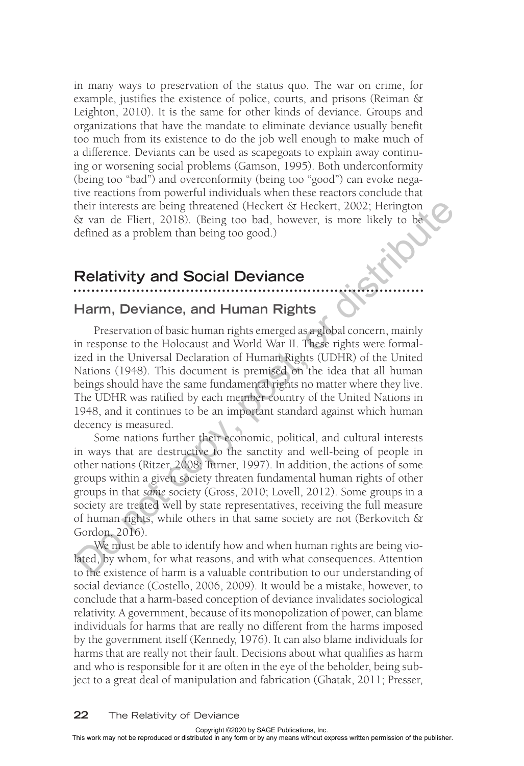in many ways to preservation of the status quo. The war on crime, for example, justifies the existence of police, courts, and prisons (Reiman & Leighton, 2010). It is the same for other kinds of deviance. Groups and organizations that have the mandate to eliminate deviance usually benefit too much from its existence to do the job well enough to make much of a difference. Deviants can be used as scapegoats to explain away continuing or worsening social problems (Gamson, 1995). Both underconformity (being too "bad") and overconformity (being too "good") can evoke negative reactions from powerful individuals when these reactors conclude that their interests are being threatened (Heckert & Heckert, 2002; Herington & van de Fliert, 2018). (Being too bad, however, is more likely to be defined as a problem than being too good.)

## Relativity and Social Deviance

### Harm, Deviance, and Human Rights

Preservation of basic human rights emerged as a global concern, mainly in response to the Holocaust and World War II. These rights were formalized in the Universal Declaration of Human Rights (UDHR) of the United Nations (1948). This document is premised on the idea that all human beings should have the same fundamental rights no matter where they live. The UDHR was ratified by each member country of the United Nations in 1948, and it continues to be an important standard against which human decency is measured.

Some nations further their economic, political, and cultural interests in ways that are destructive to the sanctity and well-being of people in other nations (Ritzer, 2008; Turner, 1997). In addition, the actions of some groups within a given society threaten fundamental human rights of other groups in that *same* society (Gross, 2010; Lovell, 2012). Some groups in a society are treated well by state representatives, receiving the full measure of human rights, while others in that same society are not (Berkovitch & Gordon, 2016).

We must be able to identify how and when human rights are being violated, by whom, for what reasons, and with what consequences. Attention to the existence of harm is a valuable contribution to our understanding of social deviance (Costello, 2006, 2009). It would be a mistake, however, to conclude that a harm-based conception of deviance invalidates sociological relativity. A government, because of its monopolization of power, can blame individuals for harms that are really no different from the harms imposed by the government itself (Kennedy, 1976). It can also blame individuals for harms that are really not their fault. Decisions about what qualifies as harm and who is responsible for it are often in the eye of the beholder, being subject to a great deal of manipulation and fabrication (Ghatak, 2011; Presser,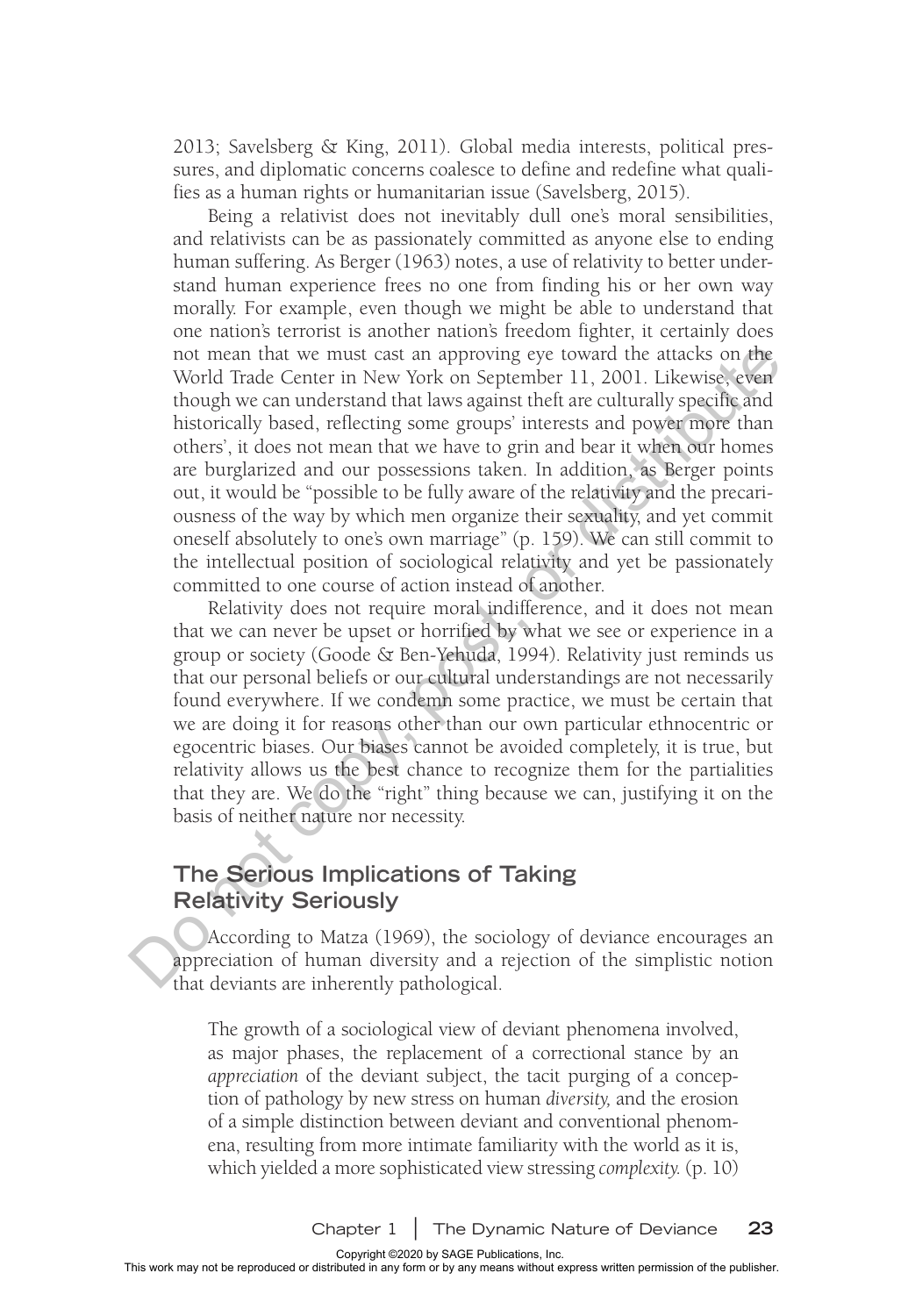2013; Savelsberg & King, 2011). Global media interests, political pressures, and diplomatic concerns coalesce to define and redefine what qualifies as a human rights or humanitarian issue (Savelsberg, 2015).

Being a relativist does not inevitably dull one's moral sensibilities, and relativists can be as passionately committed as anyone else to ending human suffering. As Berger (1963) notes, a use of relativity to better understand human experience frees no one from finding his or her own way morally. For example, even though we might be able to understand that one nation's terrorist is another nation's freedom fighter, it certainly does not mean that we must cast an approving eye toward the attacks on the World Trade Center in New York on September 11, 2001. Likewise, even though we can understand that laws against theft are culturally specific and historically based, reflecting some groups' interests and power more than others', it does not mean that we have to grin and bear it when our homes are burglarized and our possessions taken. In addition, as Berger points out, it would be "possible to be fully aware of the relativity and the precariousness of the way by which men organize their sexuality, and yet commit oneself absolutely to one's own marriage" (p. 159). We can still commit to the intellectual position of sociological relativity and yet be passionately committed to one course of action instead of another.

Relativity does not require moral indifference, and it does not mean that we can never be upset or horrified by what we see or experience in a group or society (Goode & Ben-Yehuda, 1994). Relativity just reminds us that our personal beliefs or our cultural understandings are not necessarily found everywhere. If we condemn some practice, we must be certain that we are doing it for reasons other than our own particular ethnocentric or egocentric biases. Our biases cannot be avoided completely, it is true, but relativity allows us the best chance to recognize them for the partialities that they are. We do the "right" thing because we can, justifying it on the basis of neither nature nor necessity.

## The Serious Implications of Taking Relativity Seriously

According to Matza (1969), the sociology of deviance encourages an appreciation of human diversity and a rejection of the simplistic notion that deviants are inherently pathological.

> The growth of a sociological view of deviant phenomena involved, as major phases, the replacement of a correctional stance by an *appreciation* of the deviant subject, the tacit purging of a conception of pathology by new stress on human *diversity,* and the erosion of a simple distinction between deviant and conventional phenomena, resulting from more intimate familiarity with the world as it is, which yielded a more sophisticated view stressing *complexity.* (p. 10)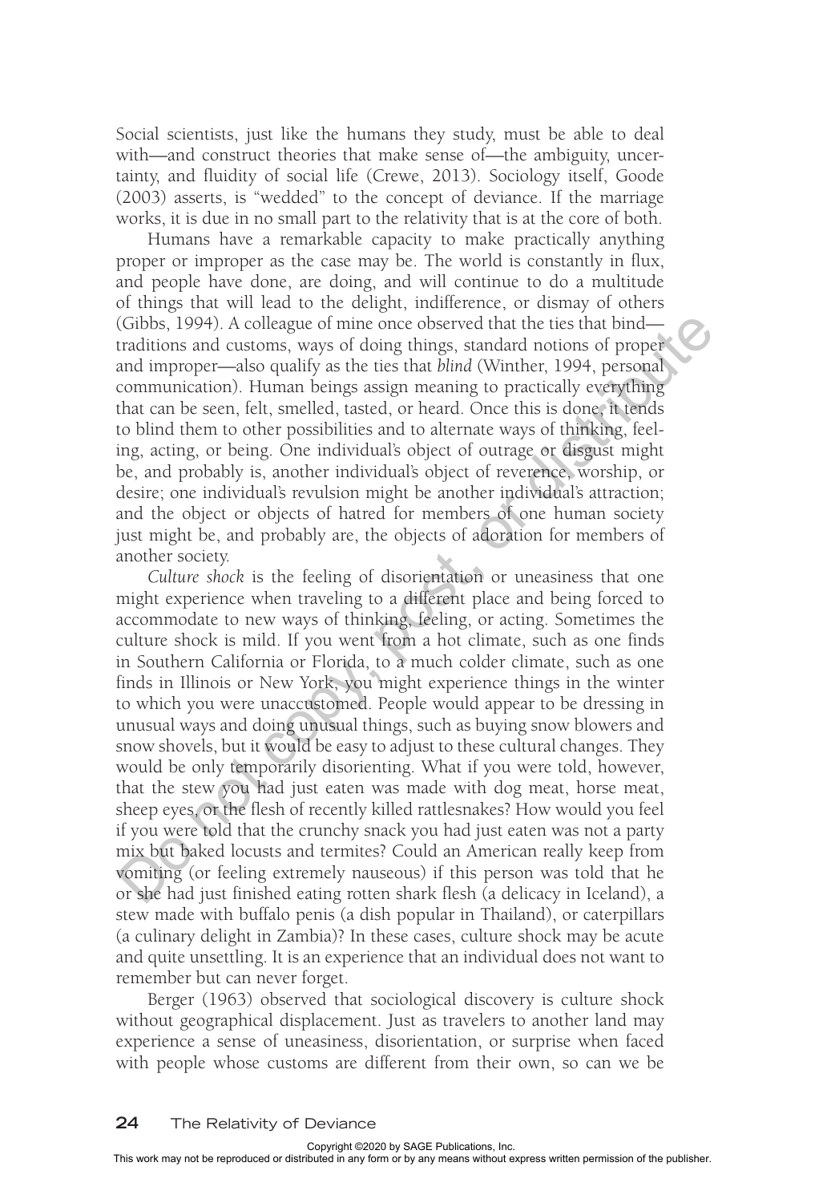Social scientists, just like the humans they study, must be able to deal with—and construct theories that make sense of—the ambiguity, uncertainty, and fluidity of social life (Crewe, 2013). Sociology itself, Goode (2003) asserts, is "wedded" to the concept of deviance. If the marriage works, it is due in no small part to the relativity that is at the core of both.

Humans have a remarkable capacity to make practically anything proper or improper as the case may be. The world is constantly in flux, and people have done, are doing, and will continue to do a multitude of things that will lead to the delight, indifference, or dismay of others (Gibbs, 1994). A colleague of mine once observed that the ties that bind—traditions and customs, ways of doing things, standard notions of proper and improper—also qualify as the ties that *blind* (Winther, 1994, personal communication). Human beings assign meaning to practically everything that can be seen, felt, smelled, tasted, or heard. Once this is done, it tends to blind them to other possibilities and to alternate ways of thinking, feeling, acting, or being. One individual's object of outrage or disgust might be, and probably is, another individual's object of reverence, worship, or desire; one individual's revulsion might be another individual's attraction; and the object or objects of hatred for members of one human society just might be, and probably are, the objects of adoration for members of another society.

*Culture shock* is the feeling of disorientation or uneasiness that one might experience when traveling to a different place and being forced to accommodate to new ways of thinking, feeling, or acting. Sometimes the culture shock is mild. If you went from a hot climate, such as one finds in Southern California or Florida, to a much colder climate, such as one finds in Illinois or New York, you might experience things in the winter to which you were unaccustomed. People would appear to be dressing in unusual ways and doing unusual things, such as buying snow blowers and snow shovels, but it would be easy to adjust to these cultural changes. They would be only temporarily disorienting. What if you were told, however, that the stew you had just eaten was made with dog meat, horse meat, sheep eyes, or the flesh of recently killed rattlesnakes? How would you feel if you were told that the crunchy snack you had just eaten was not a party mix but baked locusts and termites? Could an American really keep from vomiting (or feeling extremely nauseous) if this person was told that he or she had just finished eating rotten shark flesh (a delicacy in Iceland), a stew made with buffalo penis (a dish popular in Thailand), or caterpillars (a culinary delight in Zambia)? In these cases, culture shock may be acute and quite unsettling. It is an experience that an individual does not want to remember but can never forget.

Berger (1963) observed that sociological discovery is culture shock without geographical displacement. Just as travelers to another land may experience a sense of uneasiness, disorientation, or surprise when faced with people whose customs are different from their own, so can we be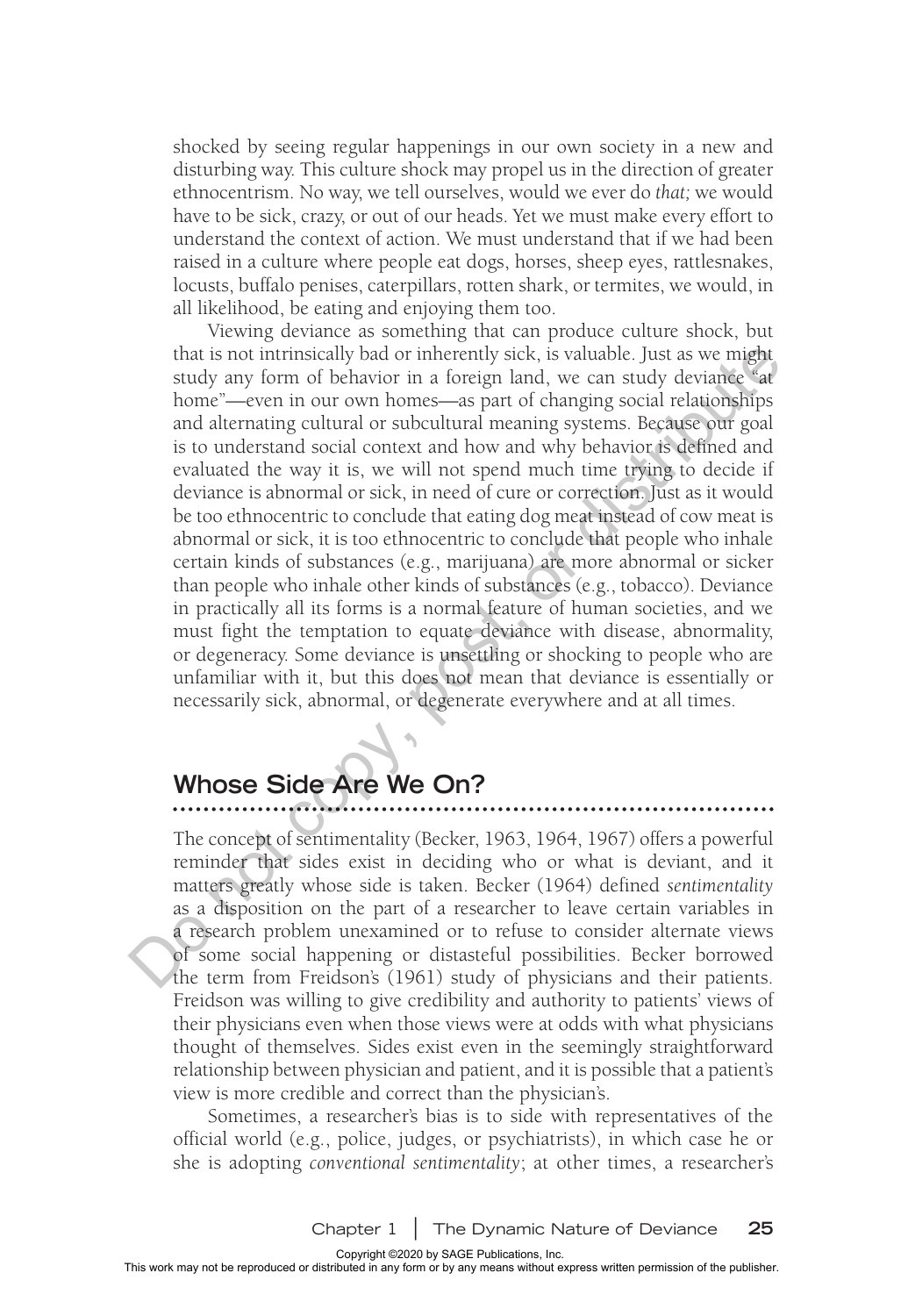shocked by seeing regular happenings in our own society in a new and disturbing way. This culture shock may propel us in the direction of greater ethnocentrism. No way, we tell ourselves, would we ever do *that;* we would have to be sick, crazy, or out of our heads. Yet we must make every effort to understand the context of action. We must understand that if we had been raised in a culture where people eat dogs, horses, sheep eyes, rattlesnakes, locusts, buffalo penises, caterpillars, rotten shark, or termites, we would, in all likelihood, be eating and enjoying them too.

Viewing deviance as something that can produce culture shock, but that is not intrinsically bad or inherently sick, is valuable. Just as we might study any form of behavior in a foreign land, we can study deviance "at home"—even in our own homes—as part of changing social relationships and alternating cultural or subcultural meaning systems. Because our goal is to understand social context and how and why behavior is defined and evaluated the way it is, we will not spend much time trying to decide if deviance is abnormal or sick, in need of cure or correction. Just as it would be too ethnocentric to conclude that eating dog meat instead of cow meat is abnormal or sick, it is too ethnocentric to conclude that people who inhale certain kinds of substances (e.g., marijuana) are more abnormal or sicker than people who inhale other kinds of substances (e.g., tobacco). Deviance in practically all its forms is a normal feature of human societies, and we must fight the temptation to equate deviance with disease, abnormality, or degeneracy. Some deviance is unsettling or shocking to people who are unfamiliar with it, but this does not mean that deviance is essentially or necessarily sick, abnormal, or degenerate everywhere and at all times.

## Whose Side Are We On?

The concept of sentimentality (Becker, 1963, 1964, 1967) offers a powerful reminder that sides exist in deciding who or what is deviant, and it matters greatly whose side is taken. Becker (1964) defined *sentimentality* as a disposition on the part of a researcher to leave certain variables in a research problem unexamined or to refuse to consider alternate views of some social happening or distasteful possibilities. Becker borrowed the term from Freidson's (1961) study of physicians and their patients. Freidson was willing to give credibility and authority to patients' views of their physicians even when those views were at odds with what physicians thought of themselves. Sides exist even in the seemingly straightforward relationship between physician and patient, and it is possible that a patient's view is more credible and correct than the physician's.

Sometimes, a researcher's bias is to side with representatives of the official world (e.g., police, judges, or psychiatrists), in which case he or she is adopting *conventional sentimentality*; at other times, a researcher's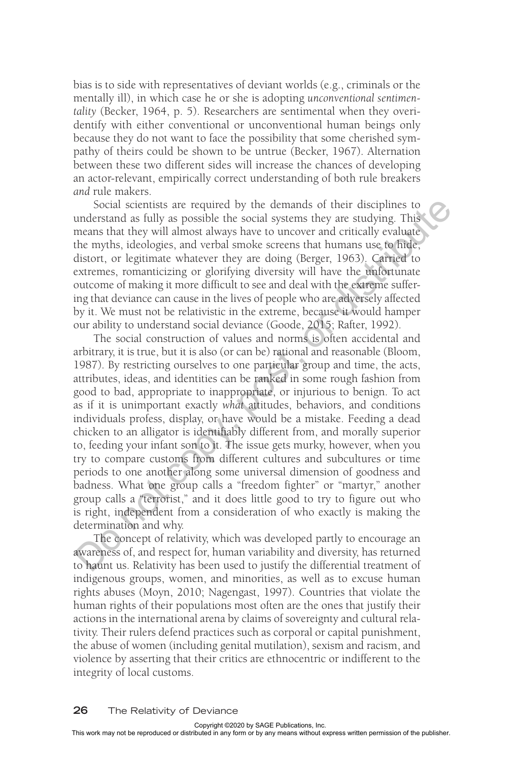bias is to side with representatives of deviant worlds (e.g., criminals or the mentally ill), in which case he or she is adopting *unconventional sentimentality* (Becker, 1964, p. 5). Researchers are sentimental when they overidentify with either conventional or unconventional human beings only because they do not want to face the possibility that some cherished sympathy of theirs could be shown to be untrue (Becker, 1967). Alternation between these two different sides will increase the chances of developing an actor-relevant, empirically correct understanding of both rule breakers *and* rule makers.

Social scientists are required by the demands of their disciplines to understand as fully as possible the social systems they are studying. This means that they will almost always have to uncover and critically evaluate the myths, ideologies, and verbal smoke screens that humans use to hide, distort, or legitimate whatever they are doing (Berger, 1963). Carried to extremes, romanticizing or glorifying diversity will have the unfortunate outcome of making it more difficult to see and deal with the extreme suffering that deviance can cause in the lives of people who are adversely affected by it. We must not be relativistic in the extreme, because it would hamper our ability to understand social deviance (Goode, 2015; Rafter, 1992).

The social construction of values and norms is often accidental and arbitrary, it is true, but it is also (or can be) rational and reasonable (Bloom, 1987). By restricting ourselves to one particular group and time, the acts, attributes, ideas, and identities can be ranked in some rough fashion from good to bad, appropriate to inappropriate, or injurious to benign. To act as if it is unimportant exactly *what* attitudes, behaviors, and conditions individuals profess, display, or have would be a mistake. Feeding a dead chicken to an alligator is identifiably different from, and morally superior to, feeding your infant son to it. The issue gets murky, however, when you try to compare customs from different cultures and subcultures or time periods to one another along some universal dimension of goodness and badness. What one group calls a "freedom fighter" or "martyr," another group calls a "terrorist," and it does little good to try to figure out who is right, independent from a consideration of who exactly is making the determination and why.

The concept of relativity, which was developed partly to encourage an awareness of, and respect for, human variability and diversity, has returned to haunt us. Relativity has been used to justify the differential treatment of indigenous groups, women, and minorities, as well as to excuse human rights abuses (Moyn, 2010; Nagengast, 1997). Countries that violate the human rights of their populations most often are the ones that justify their actions in the international arena by claims of sovereignty and cultural relativity. Their rulers defend practices such as corporal or capital punishment, the abuse of women (including genital mutilation), sexism and racism, and violence by asserting that their critics are ethnocentric or indifferent to the integrity of local customs.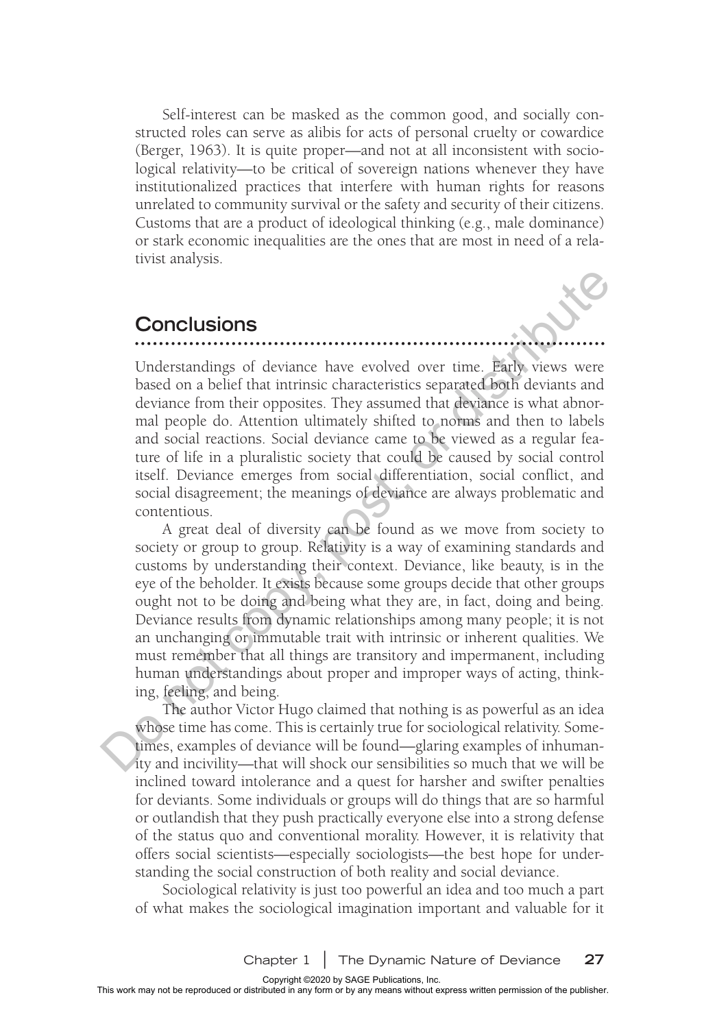Self-interest can be masked as the common good, and socially constructed roles can serve as alibis for acts of personal cruelty or cowardice (Berger, 1963). It is quite proper—and not at all inconsistent with sociological relativity—to be critical of sovereign nations whenever they have institutionalized practices that interfere with human rights for reasons unrelated to community survival or the safety and security of their citizens. Customs that are a product of ideological thinking (e.g., male dominance) or stark economic inequalities are the ones that are most in need of a relativist analysis.

## Conclusions

Understandings of deviance have evolved over time. Early views were based on a belief that intrinsic characteristics separated both deviants and deviance from their opposites. They assumed that deviance is what abnormal people do. Attention ultimately shifted to norms and then to labels and social reactions. Social deviance came to be viewed as a regular feature of life in a pluralistic society that could be caused by social control itself. Deviance emerges from social differentiation, social conflict, and social disagreement; the meanings of deviance are always problematic and contentious.

A great deal of diversity can be found as we move from society to society or group to group. Relativity is a way of examining standards and customs by understanding their context. Deviance, like beauty, is in the eye of the beholder. It exists because some groups decide that other groups ought not to be doing and being what they are, in fact, doing and being. Deviance results from dynamic relationships among many people; it is not an unchanging or immutable trait with intrinsic or inherent qualities. We must remember that all things are transitory and impermanent, including human understandings about proper and improper ways of acting, thinking, feeling, and being.

The author Victor Hugo claimed that nothing is as powerful as an idea whose time has come. This is certainly true for sociological relativity. Sometimes, examples of deviance will be found—glaring examples of inhumanity and incivility—that will shock our sensibilities so much that we will be inclined toward intolerance and a quest for harsher and swifter penalties for deviants. Some individuals or groups will do things that are so harmful or outlandish that they push practically everyone else into a strong defense of the status quo and conventional morality. However, it is relativity that offers social scientists—especially sociologists—the best hope for understanding the social construction of both reality and social deviance.

Sociological relativity is just too powerful an idea and too much a part of what makes the sociological imagination important and valuable for it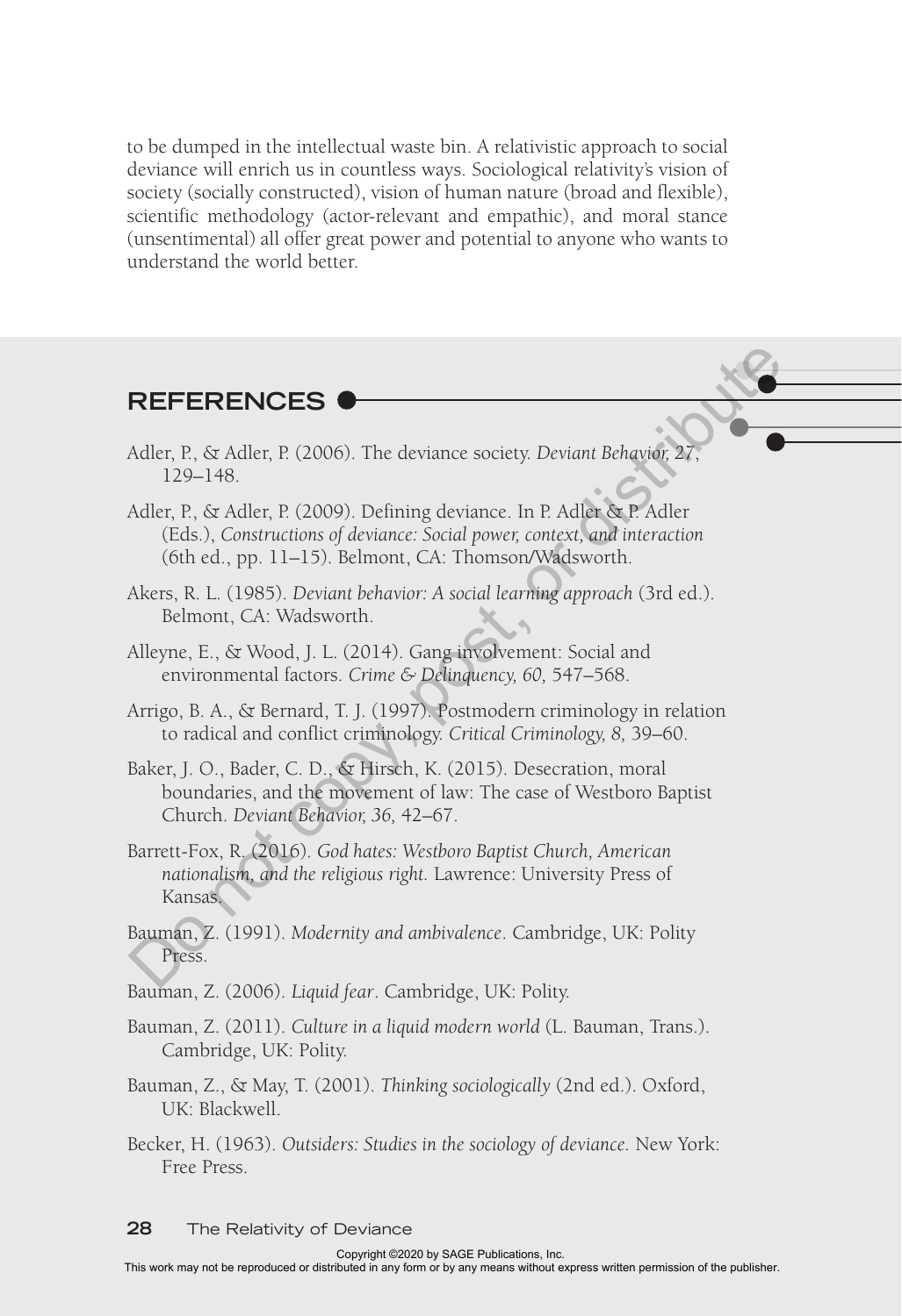to be dumped in the intellectual waste bin. A relativistic approach to social deviance will enrich us in countless ways. Sociological relativity's vision of society (socially constructed), vision of human nature (broad and flexible), scientific methodology (actor-relevant and empathic), and moral stance (unsentimental) all offer great power and potential to anyone who wants to understand the world better.

## REFERENCES

Adler, P., & Adler, P. (2006). The deviance society. *Deviant Behavior, 27*, 129–148.

Adler, P., & Adler, P. (2009). Defining deviance. In P. Adler & P. Adler (Eds.), *Constructions of deviance: Social power, context, and interaction* (6th ed., pp. 11–15). Belmont, CA: Thomson/Wadsworth.

Akers, R. L. (1985). *Deviant behavior: A social learning approach* (3rd ed.). Belmont, CA: Wadsworth.

Alleyne, E., & Wood, J. L. (2014). Gang involvement: Social and environmental factors. *Crime & Delinquency, 60,* 547–568.

Arrigo, B. A., & Bernard, T. J. (1997). Postmodern criminology in relation to radical and conflict criminology. *Critical Criminology, 8,* 39–60.

Baker, J. O., Bader, C. D., & Hirsch, K. (2015). Desecration, moral boundaries, and the movement of law: The case of Westboro Baptist Church. *Deviant Behavior, 36,* 42–67.

Barrett-Fox, R. (2016). *God hates: Westboro Baptist Church, American nationalism, and the religious right.* Lawrence: University Press of Kansas.

Bauman, Z. (1991). *Modernity and ambivalence*. Cambridge, UK: Polity Press.

Bauman, Z. (2006). *Liquid fear*. Cambridge, UK: Polity.

Bauman, Z. (2011). *Culture in a liquid modern world* (L. Bauman, Trans.). Cambridge, UK: Polity.

Bauman, Z., & May, T. (2001). *Thinking sociologically* (2nd ed.). Oxford, UK: Blackwell.

Becker, H. (1963). *Outsiders: Studies in the sociology of deviance.* New York: Free Press.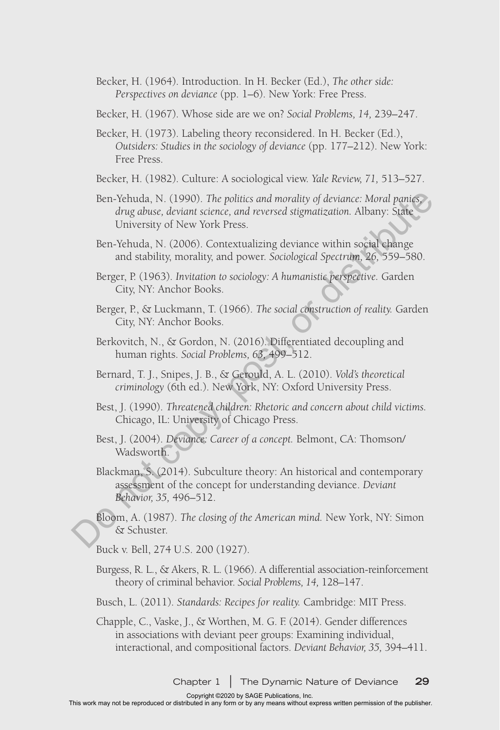Becker, H. (1964). Introduction. In H. Becker (Ed.), *The other side: Perspectives on deviance* (pp. 1–6). New York: Free Press.

Becker, H. (1967). Whose side are we on? *Social Problems, 14,* 239–247.

Becker, H. (1973). Labeling theory reconsidered. In H. Becker (Ed.), *Outsiders: Studies in the sociology of deviance* (pp. 177–212). New York: Free Press.

Becker, H. (1982). Culture: A sociological view. *Yale Review, 71,* 513–527.

Ben-Yehuda, N. (1990). *The politics and morality of deviance: Moral panics, drug abuse, deviant science, and reversed stigmatization.* Albany: State University of New York Press.

Ben-Yehuda, N. (2006). Contextualizing deviance within social change and stability, morality, and power. *Sociological Spectrum, 26,* 559–580.

Berger, P. (1963). *Invitation to sociology: A humanistic perspective.* Garden City, NY: Anchor Books.

Berger, P., & Luckmann, T. (1966). *The social construction of reality.* Garden City, NY: Anchor Books.

Berkovitch, N., & Gordon, N. (2016). Differentiated decoupling and human rights. *Social Problems, 63,* 499–512.

Bernard, T. J., Snipes, J. B., & Gerould, A. L. (2010). *Vold's theoretical criminology* (6th ed.). New York, NY: Oxford University Press.

Best, J. (1990). *Threatened children: Rhetoric and concern about child victims.* Chicago, IL: University of Chicago Press.

Best, J. (2004). *Deviance: Career of a concept.* Belmont, CA: Thomson/Wadsworth.

Blackman, S. (2014). Subculture theory: An historical and contemporary assessment of the concept for understanding deviance. *Deviant Behavior, 35,* 496–512.

Bloom, A. (1987). *The closing of the American mind.* New York, NY: Simon & Schuster.

Buck v. Bell, 274 U.S. 200 (1927).

Burgess, R. L., & Akers, R. L. (1966). A differential association-reinforcement theory of criminal behavior. *Social Problems, 14,* 128–147.

Busch, L. (2011). *Standards: Recipes for reality.* Cambridge: MIT Press.

Chapple, C., Vaske, J., & Worthen, M. G. F. (2014). Gender differences in associations with deviant peer groups: Examining individual, interactional, and compositional factors. *Deviant Behavior, 35,* 394–411.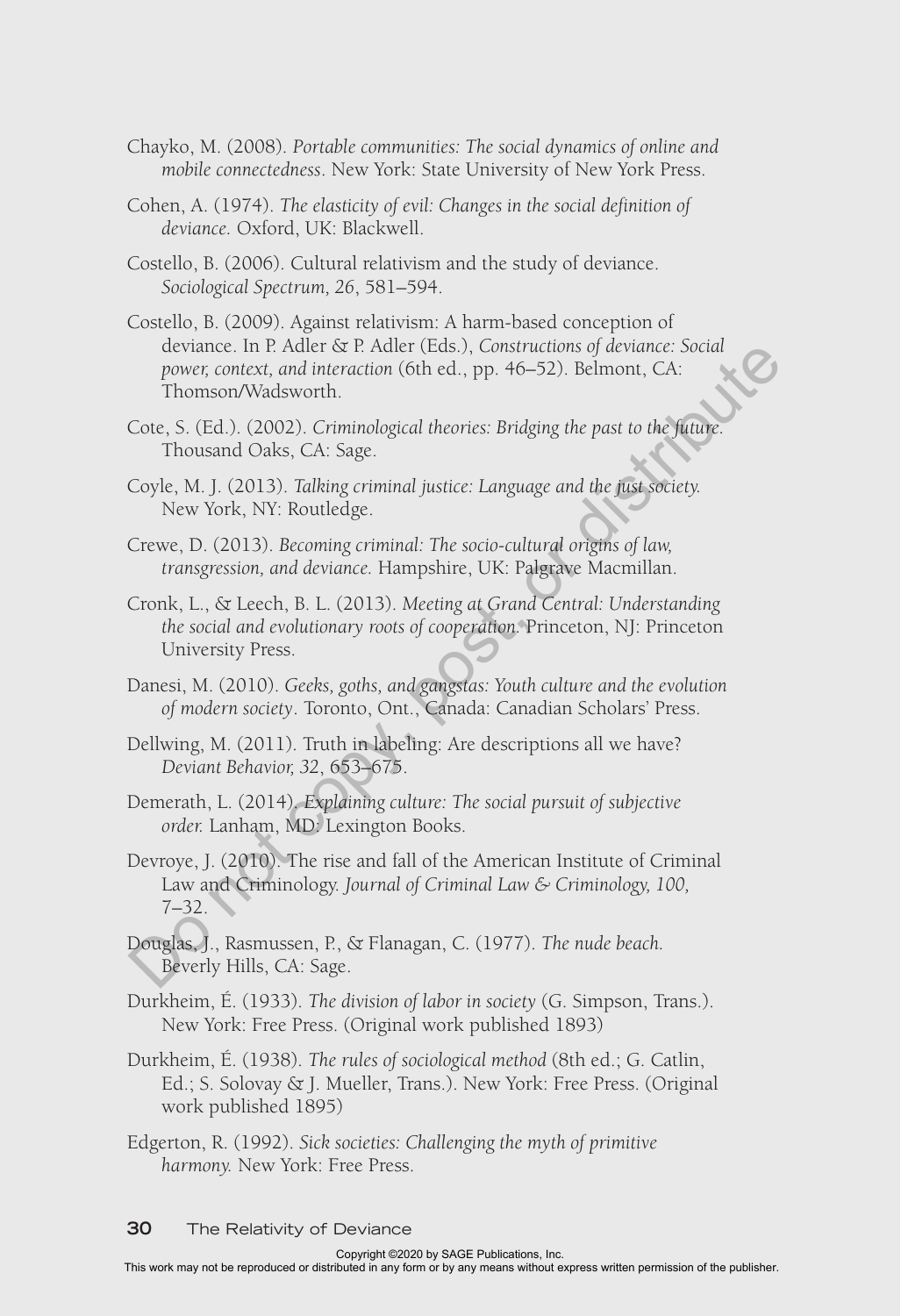Chayko, M. (2008). *Portable communities: The social dynamics of online and mobile connectedness*. New York: State University of New York Press.

Cohen, A. (1974). *The elasticity of evil: Changes in the social definition of deviance.* Oxford, UK: Blackwell.

Costello, B. (2006). Cultural relativism and the study of deviance. *Sociological Spectrum, 26*, 581–594.

Costello, B. (2009). Against relativism: A harm-based conception of deviance. In P. Adler & P. Adler (Eds.), *Constructions of deviance: Social power, context, and interaction* (6th ed., pp. 46–52). Belmont, CA: Thomson/Wadsworth.

Cote, S. (Ed.). (2002). *Criminological theories: Bridging the past to the future.* Thousand Oaks, CA: Sage.

Coyle, M. J. (2013). *Talking criminal justice: Language and the just society.* New York, NY: Routledge.

Crewe, D. (2013). *Becoming criminal: The socio-cultural origins of law, transgression, and deviance.* Hampshire, UK: Palgrave Macmillan.

Cronk, L., & Leech, B. L. (2013). *Meeting at Grand Central: Understanding the social and evolutionary roots of cooperation.* Princeton, NJ: Princeton University Press.

Danesi, M. (2010). *Geeks, goths, and gangstas: Youth culture and the evolution of modern society*. Toronto, Ont., Canada: Canadian Scholars' Press.

Dellwing, M. (2011). Truth in labeling: Are descriptions all we have? *Deviant Behavior, 32*, 653–675.

Demerath, L. (2014). *Explaining culture: The social pursuit of subjective order.* Lanham, MD: Lexington Books.

Devroye, J. (2010). The rise and fall of the American Institute of Criminal Law and Criminology. *Journal of Criminal Law & Criminology, 100,* 7–32.

Douglas, J., Rasmussen, P., & Flanagan, C. (1977). *The nude beach.* Beverly Hills, CA: Sage.

Durkheim, É. (1933). *The division of labor in society* (G. Simpson, Trans.). New York: Free Press. (Original work published 1893)

Durkheim, É. (1938). *The rules of sociological method* (8th ed.; G. Catlin, Ed.; S. Solovay & J. Mueller, Trans.). New York: Free Press. (Original work published 1895)

Edgerton, R. (1992). *Sick societies: Challenging the myth of primitive harmony.* New York: Free Press.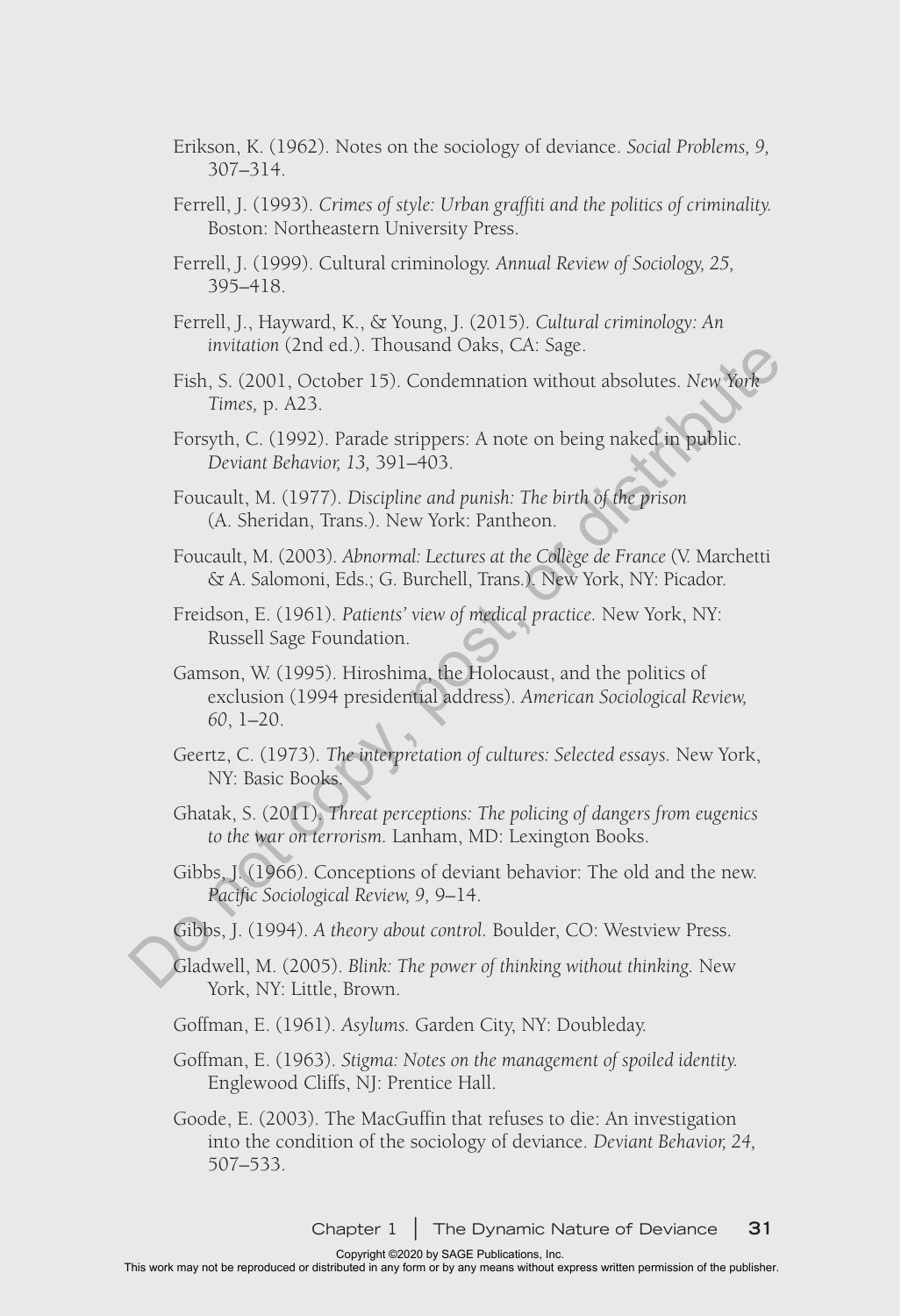Erikson, K. (1962). Notes on the sociology of deviance. *Social Problems, 9,* 307–314.

Ferrell, J. (1993). *Crimes of style: Urban graffiti and the politics of criminality.* Boston: Northeastern University Press.

Ferrell, J. (1999). Cultural criminology. *Annual Review of Sociology, 25,* 395–418.

Ferrell, J., Hayward, K., & Young, J. (2015). *Cultural criminology: An invitation* (2nd ed.). Thousand Oaks, CA: Sage.

Fish, S. (2001, October 15). Condemnation without absolutes. *New York Times,* p. A23.

Forsyth, C. (1992). Parade strippers: A note on being naked in public. *Deviant Behavior, 13,* 391–403.

Foucault, M. (1977). *Discipline and punish: The birth of the prison* (A. Sheridan, Trans.). New York: Pantheon.

Foucault, M. (2003). *Abnormal: Lectures at the Collège de France* (V. Marchetti & A. Salomoni, Eds.; G. Burchell, Trans.). New York, NY: Picador.

Freidson, E. (1961). *Patients' view of medical practice.* New York, NY: Russell Sage Foundation.

Gamson, W. (1995). Hiroshima, the Holocaust, and the politics of exclusion (1994 presidential address). *American Sociological Review, 60*, 1–20.

Geertz, C. (1973). *The interpretation of cultures: Selected essays.* New York, NY: Basic Books.

Ghatak, S. (2011). *Threat perceptions: The policing of dangers from eugenics to the war on terrorism.* Lanham, MD: Lexington Books.

Gibbs, J. (1966). Conceptions of deviant behavior: The old and the new. *Pacific Sociological Review, 9,* 9–14.

Gibbs, J. (1994). *A theory about control.* Boulder, CO: Westview Press.

Gladwell, M. (2005). *Blink: The power of thinking without thinking.* New York, NY: Little, Brown.

Goffman, E. (1961). *Asylums.* Garden City, NY: Doubleday.

Goffman, E. (1963). *Stigma: Notes on the management of spoiled identity.* Englewood Cliffs, NJ: Prentice Hall.

Goode, E. (2003). The MacGuffin that refuses to die: An investigation into the condition of the sociology of deviance. *Deviant Behavior, 24,* 507–533.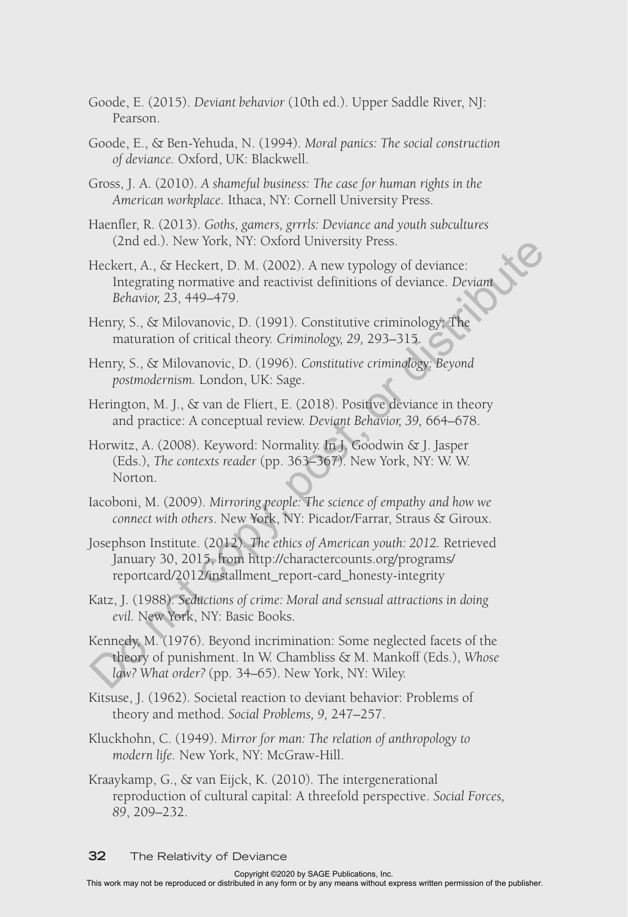Goode, E. (2015). *Deviant behavior* (10th ed.). Upper Saddle River, NJ: Pearson.

Goode, E., & Ben-Yehuda, N. (1994). *Moral panics: The social construction of deviance.* Oxford, UK: Blackwell.

Gross, J. A. (2010). *A shameful business: The case for human rights in the American workplace*. Ithaca, NY: Cornell University Press.

Haenfler, R. (2013). *Goths, gamers, grrrls: Deviance and youth subcultures* (2nd ed.). New York, NY: Oxford University Press.

Heckert, A., & Heckert, D. M. (2002). A new typology of deviance: Integrating normative and reactivist definitions of deviance. *Deviant Behavior, 23*, 449–479.

Henry, S., & Milovanovic, D. (1991). Constitutive criminology: The maturation of critical theory. *Criminology, 29,* 293–315.

Henry, S., & Milovanovic, D. (1996). *Constitutive criminology: Beyond postmodernism.* London, UK: Sage.

Herington, M. J., & van de Fliert, E. (2018). Positive deviance in theory and practice: A conceptual review. *Deviant Behavior, 39,* 664–678.

Horwitz, A. (2008). Keyword: Normality. In J. Goodwin & J. Jasper (Eds.), *The contexts reader* (pp. 363–367). New York, NY: W. W. Norton.

Iacoboni, M. (2009). *Mirroring people: The science of empathy and how we connect with others*. New York, NY: Picador/Farrar, Straus & Giroux.

Josephson Institute. (2012). *The ethics of American youth: 2012.* Retrieved January 30, 2015, from http://charactercounts.org/programs/reportcard/2012/installment_report-card_honesty-integrity

Katz, J. (1988). *Seductions of crime: Moral and sensual attractions in doing evil.* New York, NY: Basic Books.

Kennedy, M. (1976). Beyond incrimination: Some neglected facets of the theory of punishment. In W. Chambliss & M. Mankoff (Eds.), *Whose law? What order?* (pp. 34–65). New York, NY: Wiley.

Kitsuse, J. (1962). Societal reaction to deviant behavior: Problems of theory and method. *Social Problems, 9,* 247–257.

Kluckhohn, C. (1949). *Mirror for man: The relation of anthropology to modern life.* New York, NY: McGraw-Hill.

Kraaykamp, G., & van Eijck, K. (2010). The intergenerational reproduction of cultural capital: A threefold perspective. *Social Forces, 89*, 209–232.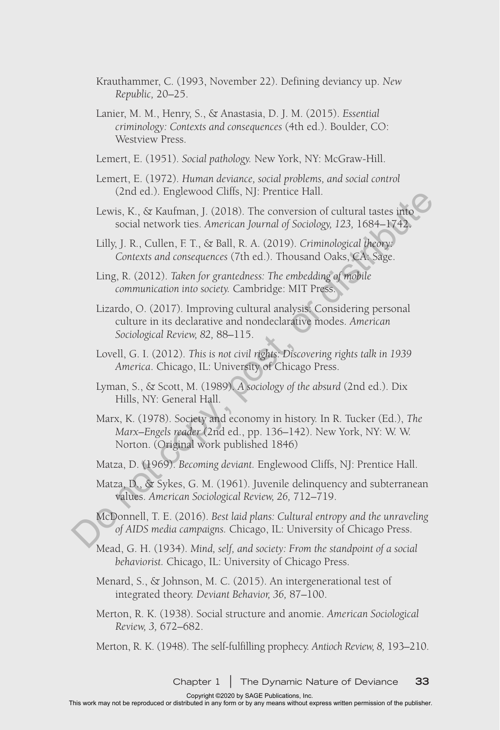Krauthammer, C. (1993, November 22). Defining deviancy up. *New Republic,* 20–25.

Lanier, M. M., Henry, S., & Anastasia, D. J. M. (2015). *Essential criminology: Contexts and consequences* (4th ed.). Boulder, CO: Westview Press.

Lemert, E. (1951). *Social pathology.* New York, NY: McGraw-Hill.

Lemert, E. (1972). *Human deviance, social problems, and social control* (2nd ed.). Englewood Cliffs, NJ: Prentice Hall.

Lewis, K., & Kaufman, J. (2018). The conversion of cultural tastes into social network ties. *American Journal of Sociology, 123,* 1684–1742.

Lilly, J. R., Cullen, F. T., & Ball, R. A. (2019). *Criminological theory: Contexts and consequences* (7th ed.). Thousand Oaks, CA: Sage.

Ling, R. (2012). *Taken for grantedness: The embedding of mobile communication into society.* Cambridge: MIT Press.

Lizardo, O. (2017). Improving cultural analysis: Considering personal culture in its declarative and nondeclarative modes. *American Sociological Review, 82,* 88–115.

Lovell, G. I. (2012). *This is not civil rights: Discovering rights talk in 1939 America*. Chicago, IL: University of Chicago Press.

Lyman, S., & Scott, M. (1989). *A sociology of the absurd* (2nd ed.). Dix Hills, NY: General Hall.

Marx, K. (1978). Society and economy in history. In R. Tucker (Ed.), *The Marx–Engels reader* (2nd ed., pp. 136–142). New York, NY: W. W. Norton. (Original work published 1846)

Matza, D. (1969). *Becoming deviant.* Englewood Cliffs, NJ: Prentice Hall.

Matza, D., & Sykes, G. M. (1961). Juvenile delinquency and subterranean values. *American Sociological Review, 26,* 712–719.

McDonnell, T. E. (2016). *Best laid plans: Cultural entropy and the unraveling of AIDS media campaigns.* Chicago, IL: University of Chicago Press.

Mead, G. H. (1934). *Mind, self, and society: From the standpoint of a social behaviorist.* Chicago, IL: University of Chicago Press.

Menard, S., & Johnson, M. C. (2015). An intergenerational test of integrated theory. *Deviant Behavior, 36,* 87–100.

Merton, R. K. (1938). Social structure and anomie. *American Sociological Review, 3,* 672–682.

Merton, R. K. (1948). The self-fulfilling prophecy. *Antioch Review, 8,* 193–210.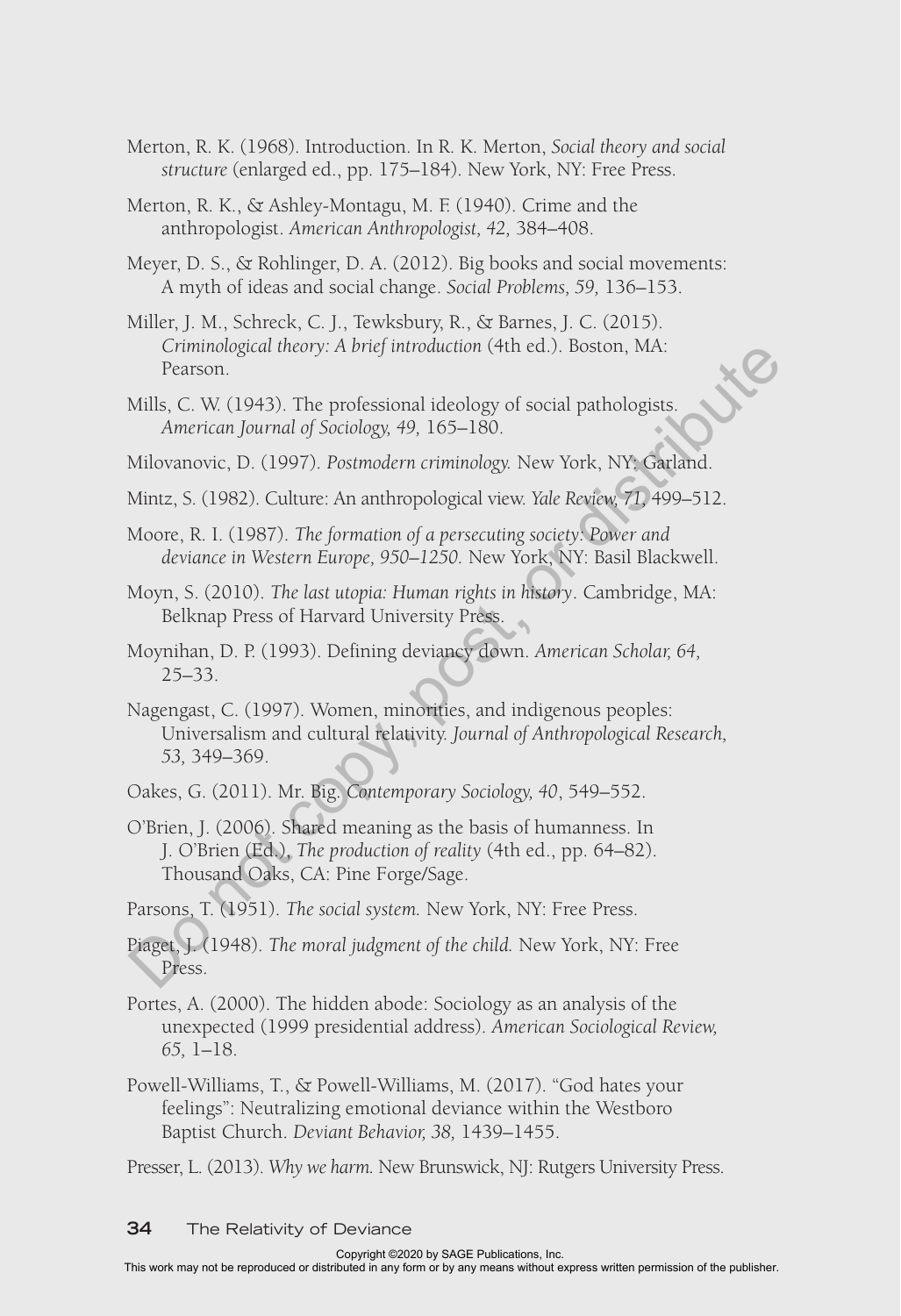Merton, R. K. (1968). Introduction. In R. K. Merton, *Social theory and social structure* (enlarged ed., pp. 175–184). New York, NY: Free Press.

Merton, R. K., & Ashley-Montagu, M. F. (1940). Crime and the anthropologist. *American Anthropologist, 42,* 384–408.

Meyer, D. S., & Rohlinger, D. A. (2012). Big books and social movements: A myth of ideas and social change. *Social Problems, 59,* 136–153.

Miller, J. M., Schreck, C. J., Tewksbury, R., & Barnes, J. C. (2015). *Criminological theory: A brief introduction* (4th ed.). Boston, MA: Pearson.

Mills, C. W. (1943). The professional ideology of social pathologists. *American Journal of Sociology, 49,* 165–180.

Milovanovic, D. (1997). *Postmodern criminology.* New York, NY: Garland.

Mintz, S. (1982). Culture: An anthropological view. *Yale Review, 71,* 499–512.

Moore, R. I. (1987). *The formation of a persecuting society: Power and deviance in Western Europe, 950–1250.* New York, NY: Basil Blackwell.

Moyn, S. (2010). *The last utopia: Human rights in history*. Cambridge, MA: Belknap Press of Harvard University Press.

Moynihan, D. P. (1993). Defining deviancy down. *American Scholar, 64,* 25–33.

Nagengast, C. (1997). Women, minorities, and indigenous peoples: Universalism and cultural relativity. *Journal of Anthropological Research, 53,* 349–369.

Oakes, G. (2011). Mr. Big. *Contemporary Sociology, 40*, 549–552.

O'Brien, J. (2006). Shared meaning as the basis of humanness. In J. O'Brien (Ed.), *The production of reality* (4th ed., pp. 64–82). Thousand Oaks, CA: Pine Forge/Sage.

Parsons, T. (1951). *The social system.* New York, NY: Free Press.

Piaget, J. (1948). *The moral judgment of the child.* New York, NY: Free Press.

Portes, A. (2000). The hidden abode: Sociology as an analysis of the unexpected (1999 presidential address). *American Sociological Review, 65,* 1–18.

Powell-Williams, T., & Powell-Williams, M. (2017). "God hates your feelings": Neutralizing emotional deviance within the Westboro Baptist Church. *Deviant Behavior, 38,* 1439–1455.

Presser, L. (2013). *Why we harm.* New Brunswick, NJ: Rutgers University Press.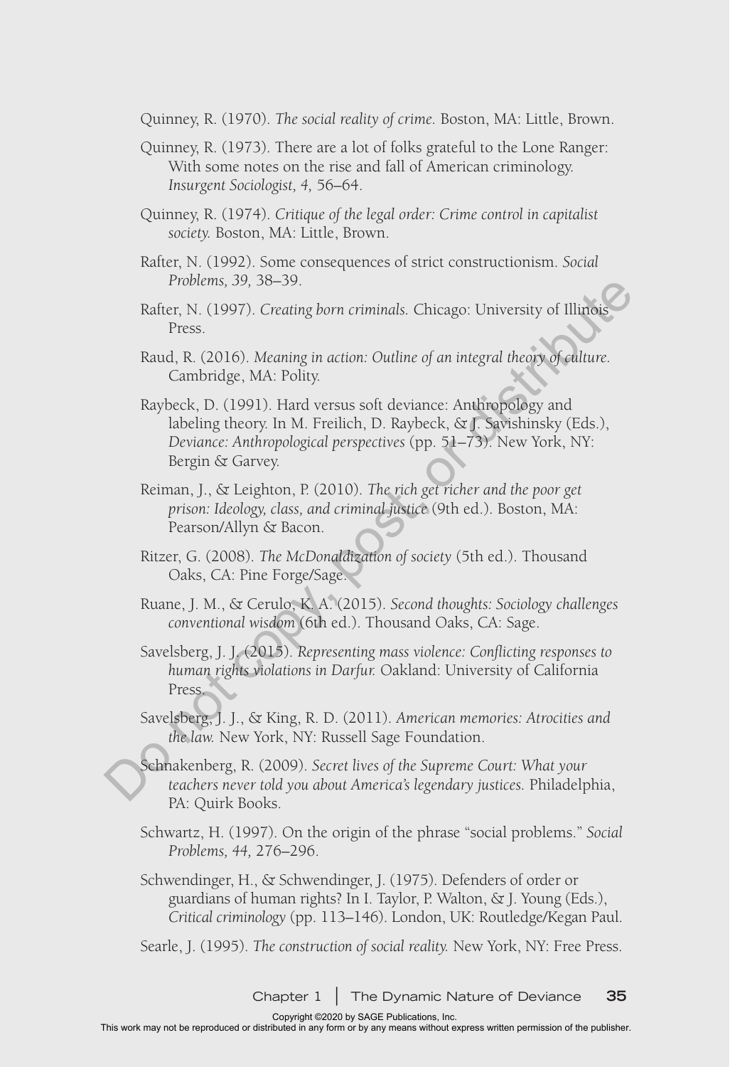Quinney, R. (1970). *The social reality of crime.* Boston, MA: Little, Brown.

Quinney, R. (1973). There are a lot of folks grateful to the Lone Ranger: With some notes on the rise and fall of American criminology. *Insurgent Sociologist, 4,* 56–64.

Quinney, R. (1974). *Critique of the legal order: Crime control in capitalist society.* Boston, MA: Little, Brown.

Rafter, N. (1992). Some consequences of strict constructionism. *Social Problems, 39,* 38–39.

Rafter, N. (1997). *Creating born criminals.* Chicago: University of Illinois Press.

Raud, R. (2016). *Meaning in action: Outline of an integral theory of culture.* Cambridge, MA: Polity.

Raybeck, D. (1991). Hard versus soft deviance: Anthropology and labeling theory. In M. Freilich, D. Raybeck, & J. Savishinsky (Eds.), *Deviance: Anthropological perspectives* (pp. 51–73). New York, NY: Bergin & Garvey.

Reiman, J., & Leighton, P. (2010). *The rich get richer and the poor get prison: Ideology, class, and criminal justice* (9th ed.). Boston, MA: Pearson/Allyn & Bacon.

Ritzer, G. (2008). *The McDonaldization of society* (5th ed.). Thousand Oaks, CA: Pine Forge/Sage.

Ruane, J. M., & Cerulo, K. A. (2015). *Second thoughts: Sociology challenges conventional wisdom* (6th ed.). Thousand Oaks, CA: Sage.

Savelsberg, J. J. (2015). *Representing mass violence: Conflicting responses to human rights violations in Darfur.* Oakland: University of California Press.

Savelsberg, J. J., & King, R. D. (2011). *American memories: Atrocities and the law.* New York, NY: Russell Sage Foundation.

Schnakenberg, R. (2009). *Secret lives of the Supreme Court: What your teachers never told you about America's legendary justices.* Philadelphia, PA: Quirk Books.

Schwartz, H. (1997). On the origin of the phrase "social problems." *Social Problems, 44,* 276–296.

Schwendinger, H., & Schwendinger, J. (1975). Defenders of order or guardians of human rights? In I. Taylor, P. Walton, & J. Young (Eds.), *Critical criminology* (pp. 113–146). London, UK: Routledge/Kegan Paul.

Searle, J. (1995). *The construction of social reality.* New York, NY: Free Press.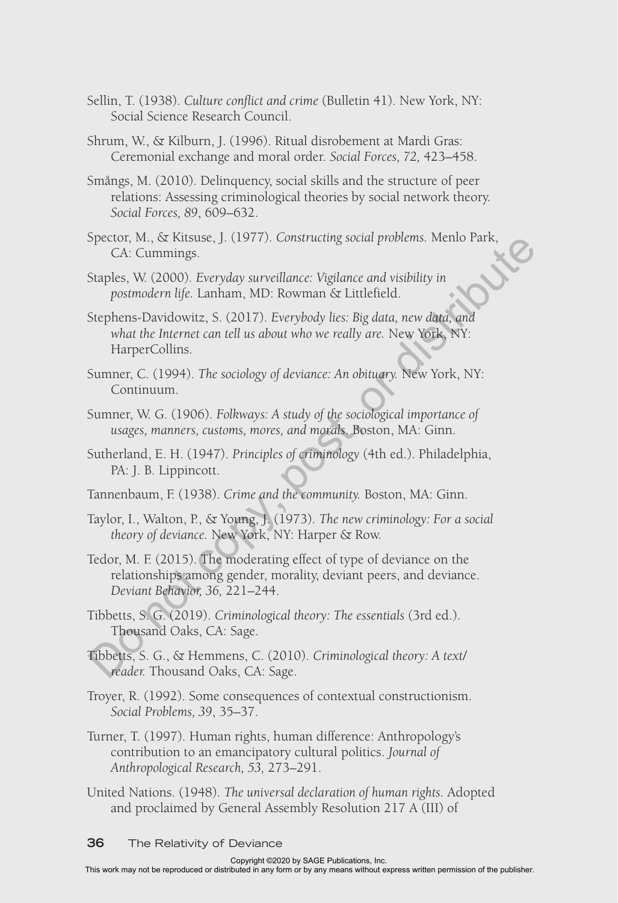Sellin, T. (1938). *Culture conflict and crime* (Bulletin 41). New York, NY: Social Science Research Council.

Shrum, W., & Kilburn, J. (1996). Ritual disrobement at Mardi Gras: Ceremonial exchange and moral order. *Social Forces, 72,* 423–458.

Smångs, M. (2010). Delinquency, social skills and the structure of peer relations: Assessing criminological theories by social network theory. *Social Forces, 89*, 609–632.

Spector, M., & Kitsuse, J. (1977). *Constructing social problems.* Menlo Park, CA: Cummings.

Staples, W. (2000). *Everyday surveillance: Vigilance and visibility in postmodern life.* Lanham, MD: Rowman & Littlefield.

Stephens-Davidowitz, S. (2017). *Everybody lies: Big data, new data, and what the Internet can tell us about who we really are.* New York, NY: HarperCollins.

Sumner, C. (1994). *The sociology of deviance: An obituary.* New York, NY: Continuum.

Sumner, W. G. (1906). *Folkways: A study of the sociological importance of usages, manners, customs, mores, and morals.* Boston, MA: Ginn.

Sutherland, E. H. (1947). *Principles of criminology* (4th ed.). Philadelphia, PA: J. B. Lippincott.

Tannenbaum, F. (1938). *Crime and the community.* Boston, MA: Ginn.

Taylor, I., Walton, P., & Young, J. (1973). *The new criminology: For a social theory of deviance.* New York, NY: Harper & Row.

Tedor, M. F. (2015). The moderating effect of type of deviance on the relationships among gender, morality, deviant peers, and deviance. *Deviant Behavior, 36,* 221–244.

Tibbetts, S. G. (2019). *Criminological theory: The essentials* (3rd ed.). Thousand Oaks, CA: Sage.

Tibbetts, S. G., & Hemmens, C. (2010). *Criminological theory: A text/reader.* Thousand Oaks, CA: Sage.

Troyer, R. (1992). Some consequences of contextual constructionism. *Social Problems, 39*, 35–37.

Turner, T. (1997). Human rights, human difference: Anthropology's contribution to an emancipatory cultural politics. *Journal of Anthropological Research, 53,* 273–291.

United Nations. (1948). *The universal declaration of human rights.* Adopted and proclaimed by General Assembly Resolution 217 A (III) of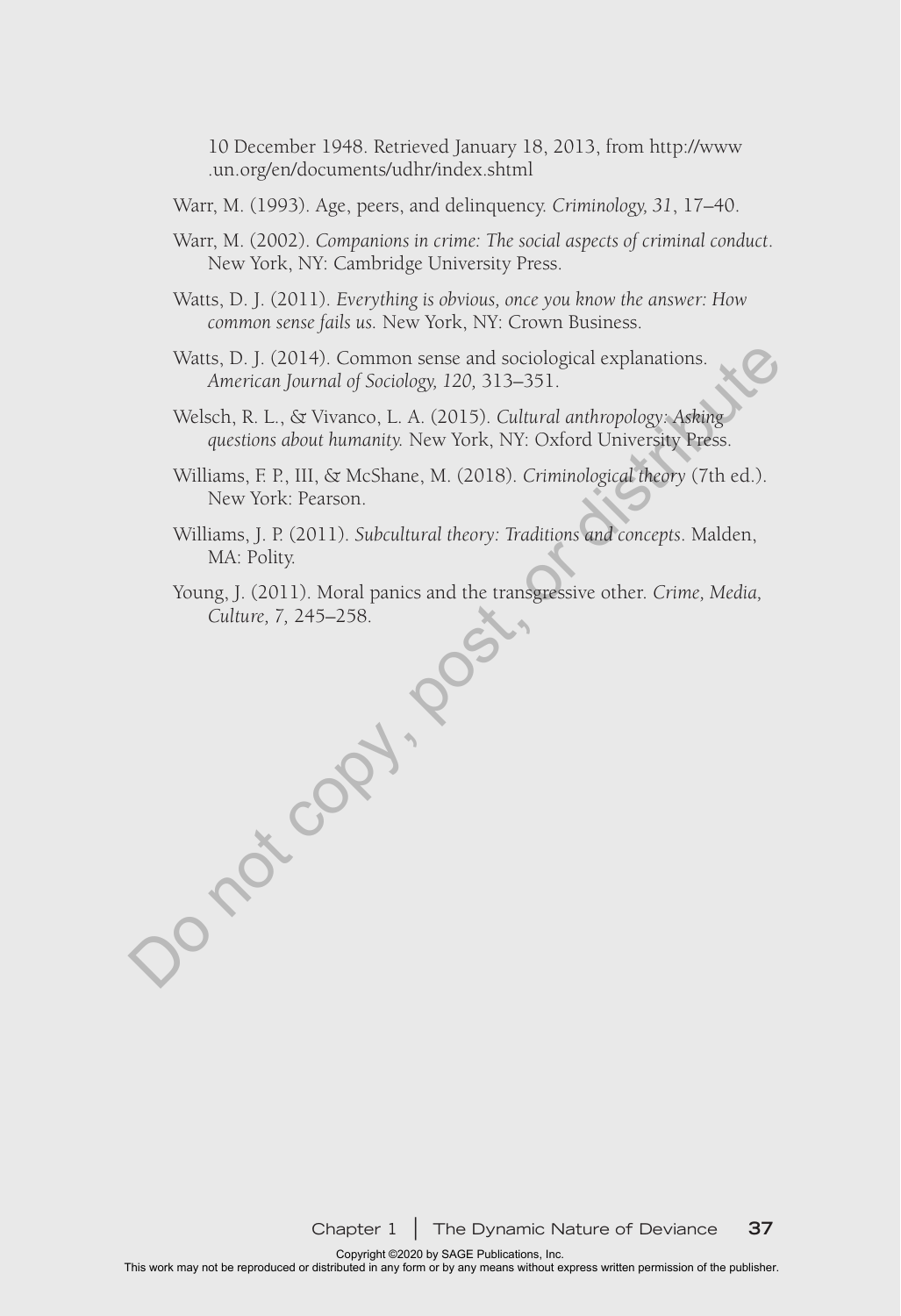10 December 1948. Retrieved January 18, 2013, from http://www.un.org/en/documents/udhr/index.shtml

Warr, M. (1993). Age, peers, and delinquency. *Criminology, 31*, 17–40.

Warr, M. (2002). *Companions in crime: The social aspects of criminal conduct*. New York, NY: Cambridge University Press.

Watts, D. J. (2011). *Everything is obvious, once you know the answer: How common sense fails us.* New York, NY: Crown Business.

Watts, D. J. (2014). Common sense and sociological explanations. *American Journal of Sociology, 120,* 313–351.

Welsch, R. L., & Vivanco, L. A. (2015). *Cultural anthropology: Asking questions about humanity.* New York, NY: Oxford University Press.

Williams, F. P., III, & McShane, M. (2018). *Criminological theory* (7th ed.). New York: Pearson.

Williams, J. P. (2011). *Subcultural theory: Traditions and concepts*. Malden, MA: Polity.

Young, J. (2011). Moral panics and the transgressive other. *Crime, Media, Culture, 7,* 245–258.